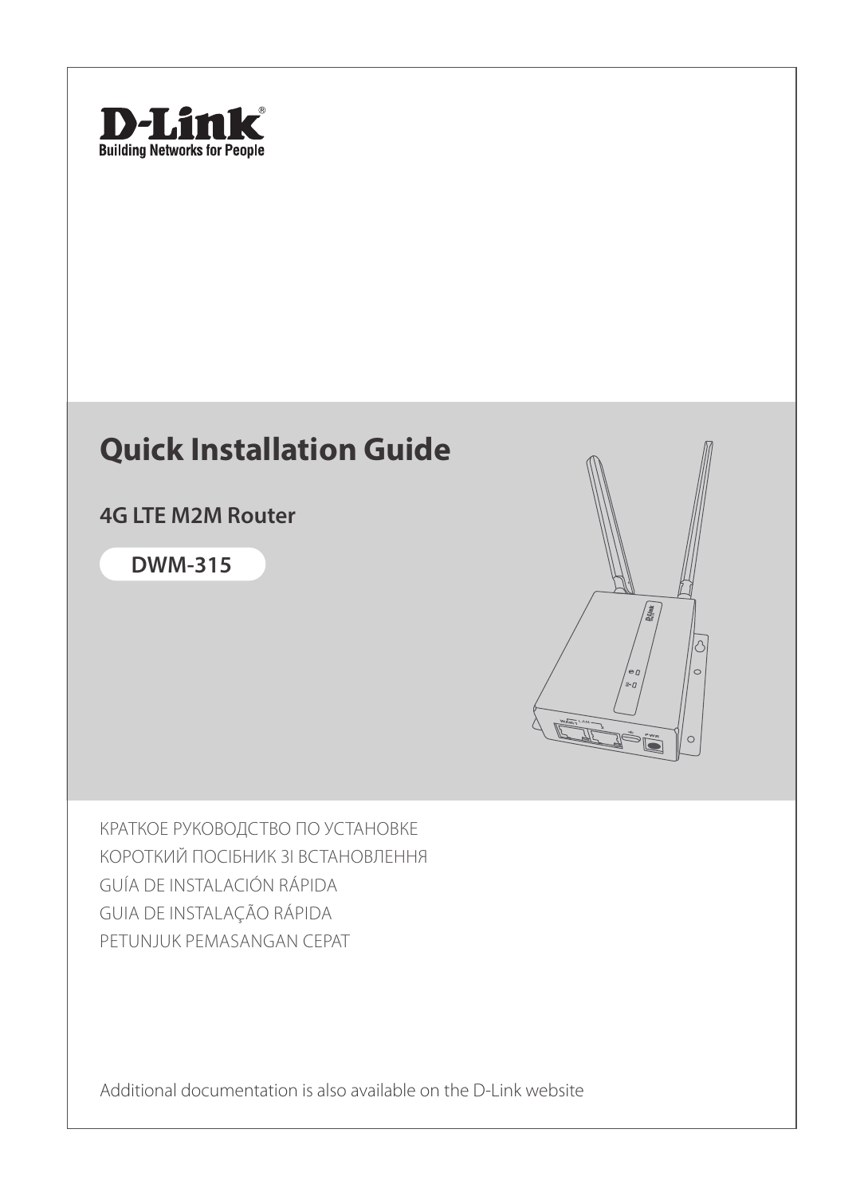D-Link
Building Networks for People

# Quick Installation Guide

## 4G LTE M2M Router

**DWM-315**

КРАТКОЕ РУКОВОДСТВО ПО УСТАНОВКЕ
КОРОТКИЙ ПОСІБНИК ЗІ ВСТАНОВЛЕННЯ
GUÍA DE INSTALACIÓN RÁPIDA
GUIA DE INSTALAÇÃO RÁPIDA
PETUNJUK PEMASANGAN CEPAT

Additional documentation is also available on the D-Link website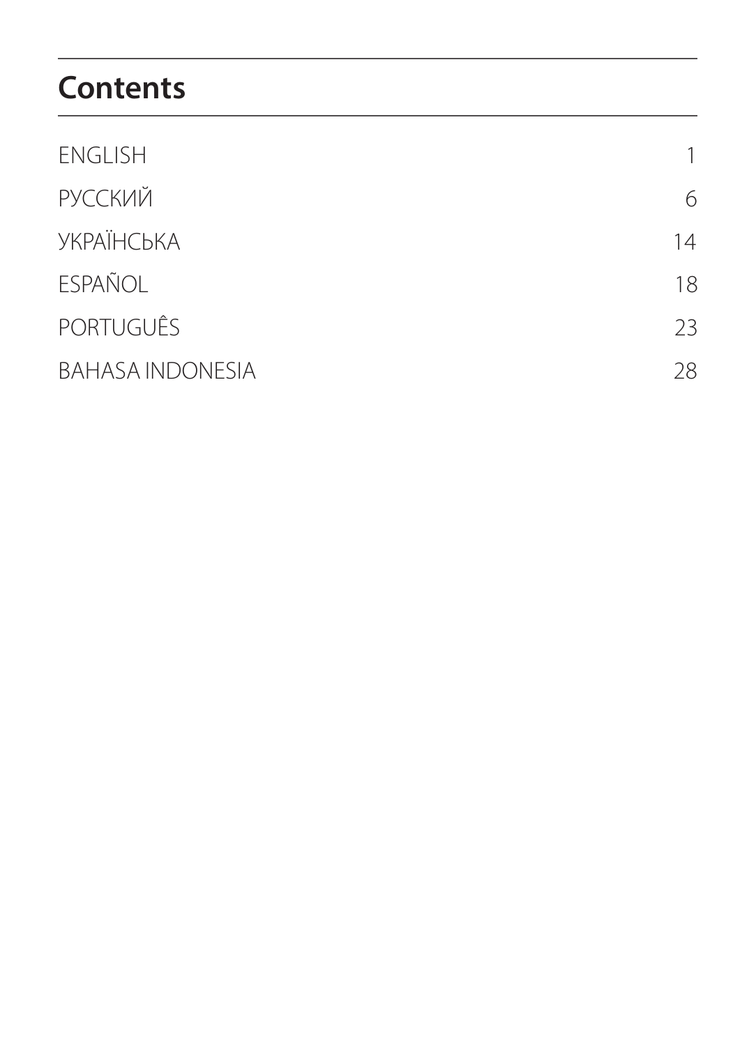# Contents

| | |
|---|---|
| ENGLISH | 1 |
| РУССКИЙ | 6 |
| УКРАЇНСЬКА | 14 |
| ESPAÑOL | 18 |
| PORTUGUÊS | 23 |
| BAHASA INDONESIA | 28 |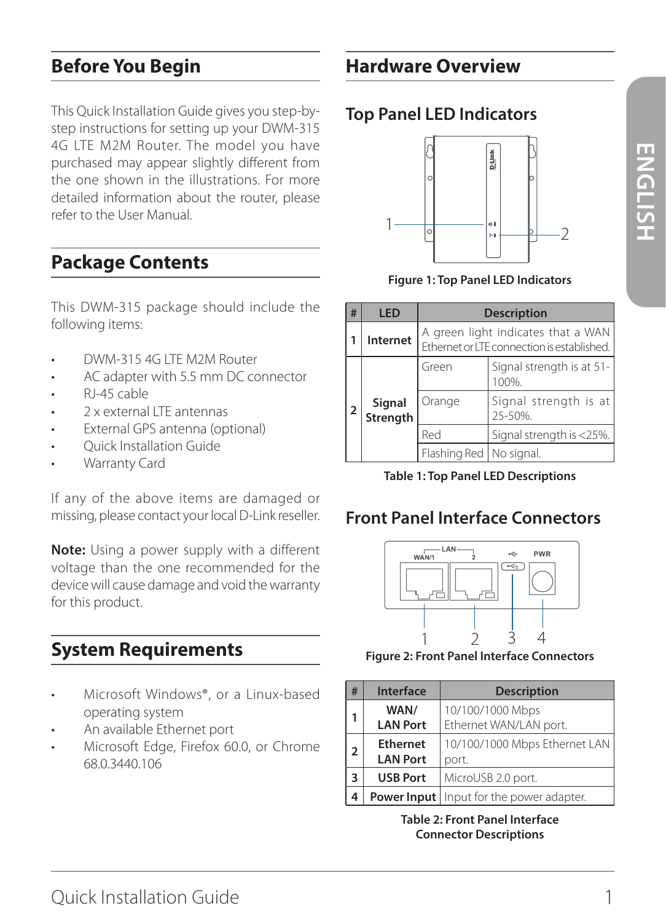## Before You Begin

This Quick Installation Guide gives you step-by-step instructions for setting up your DWM-315 4G LTE M2M Router. The model you have purchased may appear slightly different from the one shown in the illustrations. For more detailed information about the router, please refer to the User Manual.

## Package Contents

This DWM-315 package should include the following items:

- DWM-315 4G LTE M2M Router
- AC adapter with 5.5 mm DC connector
- RJ-45 cable
- 2 x external LTE antennas
- External GPS antenna (optional)
- Quick Installation Guide
- Warranty Card

If any of the above items are damaged or missing, please contact your local D-Link reseller.

**Note:** Using a power supply with a different voltage than the one recommended for the device will cause damage and void the warranty for this product.

## System Requirements

- Microsoft Windows®, or a Linux-based operating system
- An available Ethernet port
- Microsoft Edge, Firefox 60.0, or Chrome 68.0.3440.106

## Hardware Overview

### Top Panel LED Indicators

**Figure 1: Top Panel LED Indicators**

| # | LED | Description | |
|---|---|---|---|
| 1 | **Internet** | A green light indicates that a WAN Ethernet or LTE connection is established. | |
| 2 | **Signal Strength** | Green | Signal strength is at 51-100%. |
| | | Orange | Signal strength is at 25-50%. |
| | | Red | Signal strength is <25%. |
| | | Flashing Red | No signal. |

**Table 1: Top Panel LED Descriptions**

### Front Panel Interface Connectors

**Figure 2: Front Panel Interface Connectors**

| # | Interface | Description |
|---|---|---|
| 1 | **WAN/ LAN Port** | 10/100/1000 Mbps Ethernet WAN/LAN port. |
| 2 | **Ethernet LAN Port** | 10/100/1000 Mbps Ethernet LAN port. |
| 3 | **USB Port** | MicroUSB 2.0 port. |
| 4 | **Power Input** | Input for the power adapter. |

**Table 2: Front Panel Interface Connector Descriptions**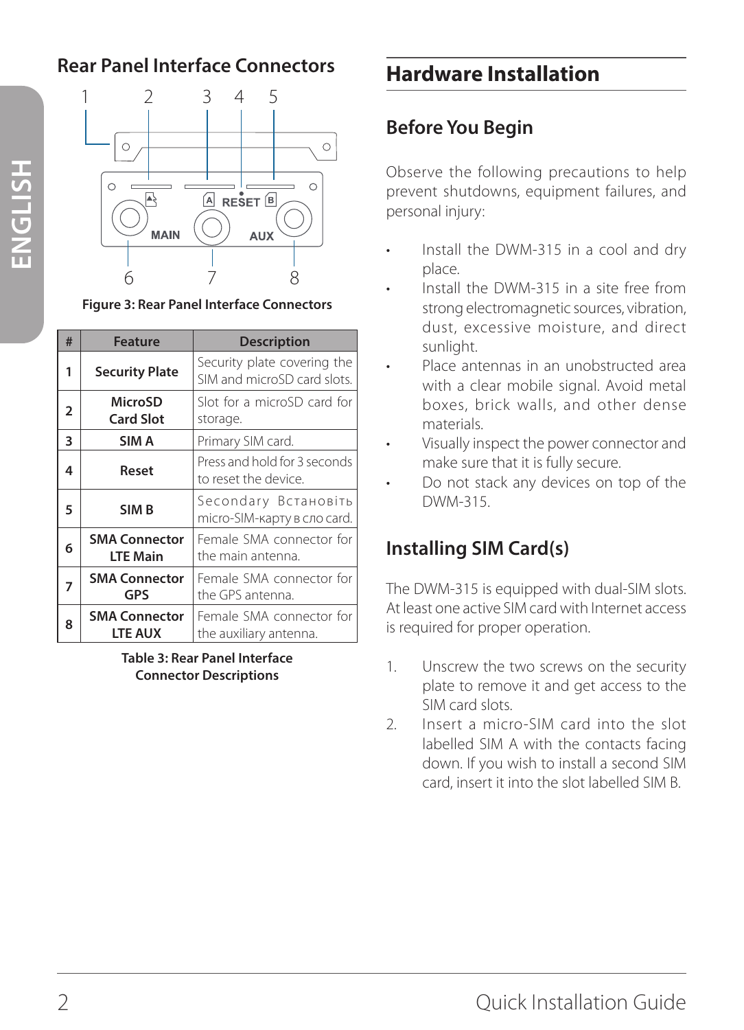## Rear Panel Interface Connectors

Figure 3: Rear Panel Interface Connectors

| # | Feature | Description |
|---|---|---|
| 1 | **Security Plate** | Security plate covering the SIM and microSD card slots. |
| 2 | **MicroSD Card Slot** | Slot for a microSD card for storage. |
| 3 | **SIM A** | Primary SIM card. |
| 4 | **Reset** | Press and hold for 3 seconds to reset the device. |
| 5 | **SIM B** | Secondary Встановіть micro-SIM-карту в сло card. |
| 6 | **SMA Connector LTE Main** | Female SMA connector for the main antenna. |
| 7 | **SMA Connector GPS** | Female SMA connector for the GPS antenna. |
| 8 | **SMA Connector LTE AUX** | Female SMA connector for the auxiliary antenna. |

**Table 3: Rear Panel Interface Connector Descriptions**

# Hardware Installation

## Before You Begin

Observe the following precautions to help prevent shutdowns, equipment failures, and personal injury:

- Install the DWM-315 in a cool and dry place.
- Install the DWM-315 in a site free from strong electromagnetic sources, vibration, dust, excessive moisture, and direct sunlight.
- Place antennas in an unobstructed area with a clear mobile signal. Avoid metal boxes, brick walls, and other dense materials.
- Visually inspect the power connector and make sure that it is fully secure.
- Do not stack any devices on top of the DWM-315.

## Installing SIM Card(s)

The DWM-315 is equipped with dual-SIM slots. At least one active SIM card with Internet access is required for proper operation.

1. Unscrew the two screws on the security plate to remove it and get access to the SIM card slots.
2. Insert a micro-SIM card into the slot labelled SIM A with the contacts facing down. If you wish to install a second SIM card, insert it into the slot labelled SIM B.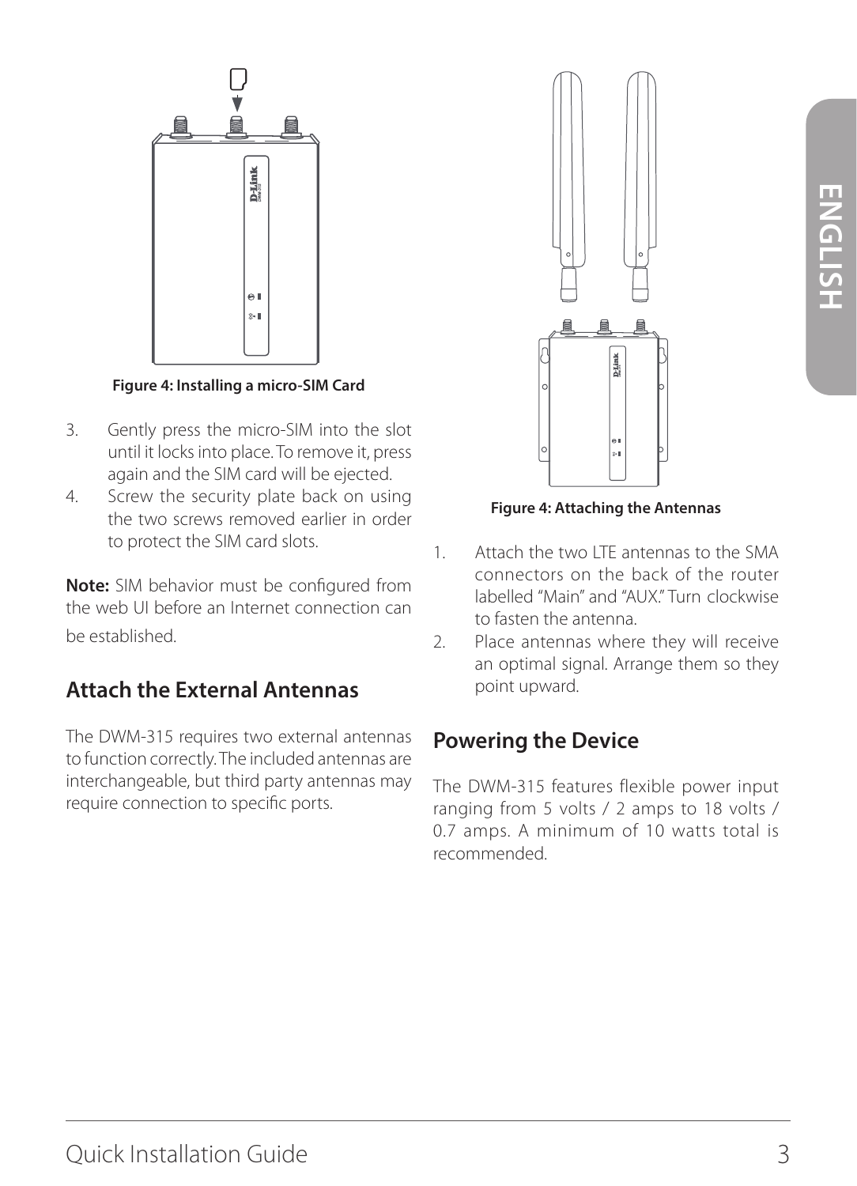Figure 4: Installing a micro-SIM Card

3. Gently press the micro-SIM into the slot until it locks into place. To remove it, press again and the SIM card will be ejected.
4. Screw the security plate back on using the two screws removed earlier in order to protect the SIM card slots.

**Note:** SIM behavior must be configured from the web UI before an Internet connection can be established.

## Attach the External Antennas

The DWM-315 requires two external antennas to function correctly. The included antennas are interchangeable, but third party antennas may require connection to specific ports.

Figure 4: Attaching the Antennas

1. Attach the two LTE antennas to the SMA connectors on the back of the router labelled "Main" and "AUX." Turn clockwise to fasten the antenna.
2. Place antennas where they will receive an optimal signal. Arrange them so they point upward.

## Powering the Device

The DWM-315 features flexible power input ranging from 5 volts / 2 amps to 18 volts / 0.7 amps. A minimum of 10 watts total is recommended.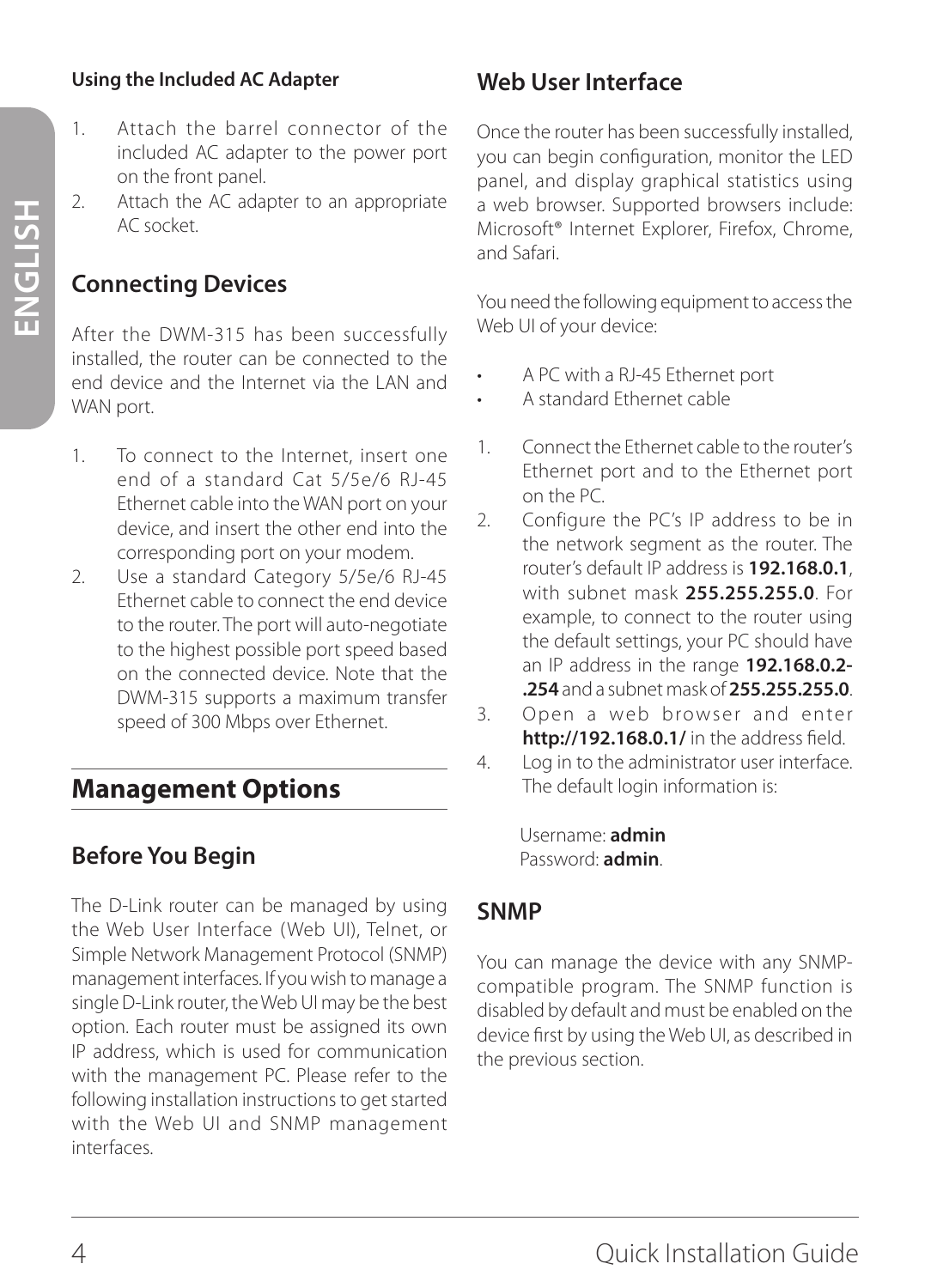#### Using the Included AC Adapter

1. Attach the barrel connector of the included AC adapter to the power port on the front panel.
2. Attach the AC adapter to an appropriate AC socket.

### Connecting Devices

After the DWM-315 has been successfully installed, the router can be connected to the end device and the Internet via the LAN and WAN port.

1. To connect to the Internet, insert one end of a standard Cat 5/5e/6 RJ-45 Ethernet cable into the WAN port on your device, and insert the other end into the corresponding port on your modem.
2. Use a standard Category 5/5e/6 RJ-45 Ethernet cable to connect the end device to the router. The port will auto-negotiate to the highest possible port speed based on the connected device. Note that the DWM-315 supports a maximum transfer speed of 300 Mbps over Ethernet.

## Management Options

### Before You Begin

The D-Link router can be managed by using the Web User Interface (Web UI), Telnet, or Simple Network Management Protocol (SNMP) management interfaces. If you wish to manage a single D-Link router, the Web UI may be the best option. Each router must be assigned its own IP address, which is used for communication with the management PC. Please refer to the following installation instructions to get started with the Web UI and SNMP management interfaces.

### Web User Interface

Once the router has been successfully installed, you can begin configuration, monitor the LED panel, and display graphical statistics using a web browser. Supported browsers include: Microsoft® Internet Explorer, Firefox, Chrome, and Safari.

You need the following equipment to access the Web UI of your device:

- A PC with a RJ-45 Ethernet port
- A standard Ethernet cable

1. Connect the Ethernet cable to the router's Ethernet port and to the Ethernet port on the PC.
2. Configure the PC's IP address to be in the network segment as the router. The router's default IP address is **192.168.0.1**, with subnet mask **255.255.255.0**. For example, to connect to the router using the default settings, your PC should have an IP address in the range **192.168.0.2-.254** and a subnet mask of **255.255.255.0**.
3. Open a web browser and enter **http://192.168.0.1/** in the address field.
4. Log in to the administrator user interface. The default login information is:

   Username: **admin**
   Password: **admin**.

### SNMP

You can manage the device with any SNMP-compatible program. The SNMP function is disabled by default and must be enabled on the device first by using the Web UI, as described in the previous section.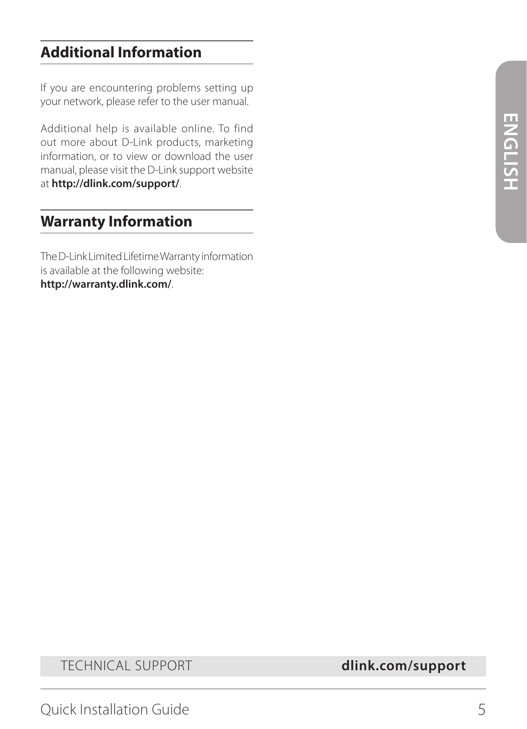## Additional Information

If you are encountering problems setting up your network, please refer to the user manual.

Additional help is available online. To find out more about D-Link products, marketing information, or to view or download the user manual, please visit the D-Link support website at **http://dlink.com/support/**.

## Warranty Information

The D-Link Limited Lifetime Warranty information is available at the following website: **http://warranty.dlink.com/**.

TECHNICAL SUPPORT **dlink.com/support**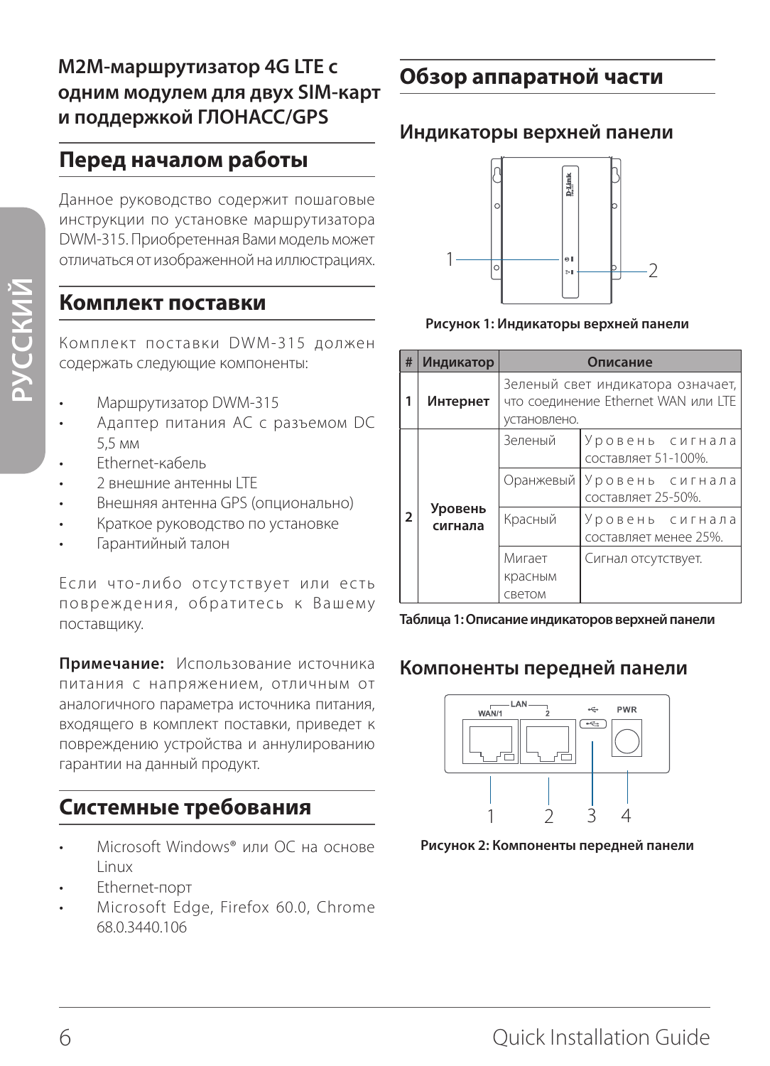## M2M-маршрутизатор 4G LTE с одним модулем для двух SIM-карт и поддержкой ГЛОНАСС/GPS

## Перед началом работы

Данное руководство содержит пошаговые инструкции по установке маршрутизатора DWM-315. Приобретенная Вами модель может отличаться от изображенной на иллюстрациях.

## Комплект поставки

Комплект поставки DWM-315 должен содержать следующие компоненты:

- Маршрутизатор DWM-315
- Адаптер питания AC с разъемом DC 5,5 мм
- Ethernet-кабель
- 2 внешние антенны LTE
- Внешняя антенна GPS (опционально)
- Краткое руководство по установке
- Гарантийный талон

Если что-либо отсутствует или есть повреждения, обратитесь к Вашему поставщику.

**Примечание:** Использование источника питания с напряжением, отличным от аналогичного параметра источника питания, входящего в комплект поставки, приведет к повреждению устройства и аннулированию гарантии на данный продукт.

## Системные требования

- Microsoft Windows® или ОС на основе Linux
- Ethernet-порт
- Microsoft Edge, Firefox 60.0, Chrome 68.0.3440.106

## Обзор аппаратной части

### Индикаторы верхней панели

Рисунок 1: Индикаторы верхней панели

| # | Индикатор | Описание | |
|---|---|---|---|
| 1 | **Интернет** | Зеленый свет индикатора означает, что соединение Ethernet WAN или LTE установлено. | |
| 2 | **Уровень сигнала** | Зеленый | Уровень сигнала составляет 51-100%. |
| | | Оранжевый | Уровень сигнала составляет 25-50%. |
| | | Красный | Уровень сигнала составляет менее 25%. |
| | | Мигает красным светом | Сигнал отсутствует. |

**Таблица 1: Описание индикаторов верхней панели**

### Компоненты передней панели

Рисунок 2: Компоненты передней панели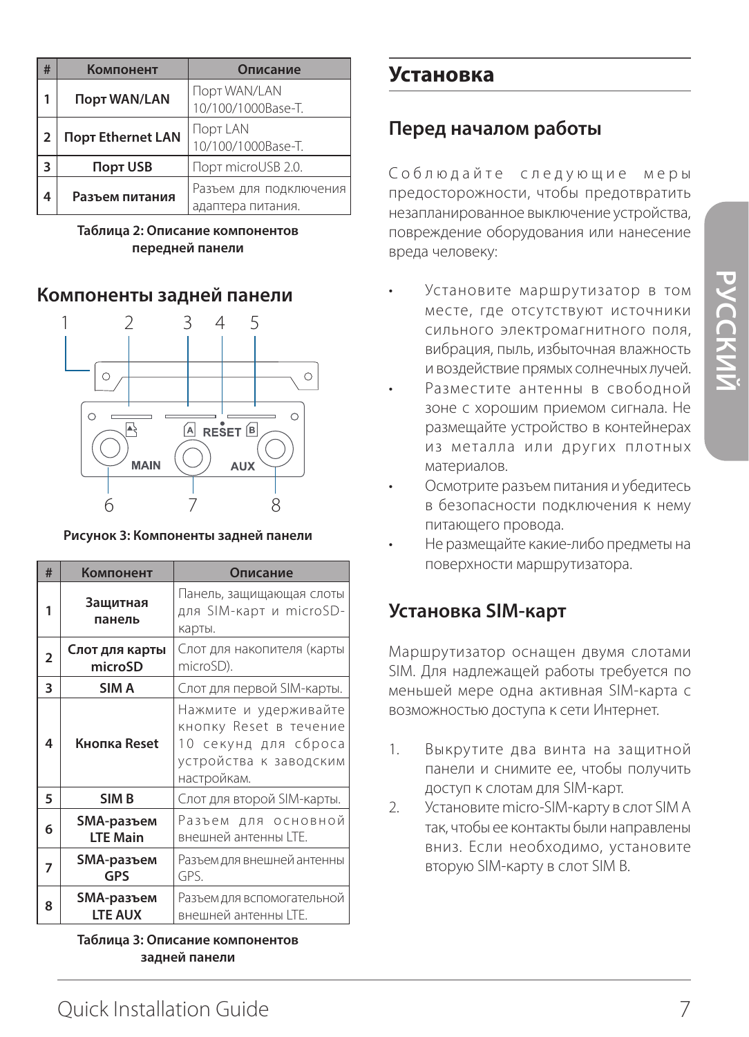| # | Компонент | Описание |
| --- | --- | --- |
| 1 | Порт WAN/LAN | Порт WAN/LAN 10/100/1000Base-T. |
| 2 | Порт Ethernet LAN | Порт LAN 10/100/1000Base-T. |
| 3 | Порт USB | Порт microUSB 2.0. |
| 4 | Разъем питания | Разъем для подключения адаптера питания. |

**Таблица 2: Описание компонентов передней панели**

## Компоненты задней панели

**Рисунок 3: Компоненты задней панели**

| # | Компонент | Описание |
| --- | --- | --- |
| 1 | Защитная панель | Панель, защищающая слоты для SIM-карт и microSD-карты. |
| 2 | Слот для карты microSD | Слот для накопителя (карты microSD). |
| 3 | SIM A | Слот для первой SIM-карты. |
| 4 | Кнопка Reset | Нажмите и удерживайте кнопку Reset в течение 10 секунд для сброса устройства к заводским настройкам. |
| 5 | SIM B | Слот для второй SIM-карты. |
| 6 | SMA-разъем LTE Main | Разъем для основной внешней антенны LTE. |
| 7 | SMA-разъем GPS | Разъем для внешней антенны GPS. |
| 8 | SMA-разъем LTE AUX | Разъем для вспомогательной внешней антенны LTE. |

**Таблица 3: Описание компонентов задней панели**

# Установка

## Перед началом работы

Соблюдайте следующие меры предосторожности, чтобы предотвратить незапланированное выключение устройства, повреждение оборудования или нанесение вреда человеку:

- Установите маршрутизатор в том месте, где отсутствуют источники сильного электромагнитного поля, вибрация, пыль, избыточная влажность и воздействие прямых солнечных лучей.
- Разместите антенны в свободной зоне с хорошим приемом сигнала. Не размещайте устройство в контейнерах из металла или других плотных материалов.
- Осмотрите разъем питания и убедитесь в безопасности подключения к нему питающего провода.
- Не размещайте какие-либо предметы на поверхности маршрутизатора.

## Установка SIM-карт

Маршрутизатор оснащен двумя слотами SIM. Для надлежащей работы требуется по меньшей мере одна активная SIM-карта с возможностью доступа к сети Интернет.

1. Выкрутите два винта на защитной панели и снимите ее, чтобы получить доступ к слотам для SIM-карт.
2. Установите micro-SIM-карту в слот SIM A так, чтобы ее контакты были направлены вниз. Если необходимо, установите вторую SIM-карту в слот SIM B.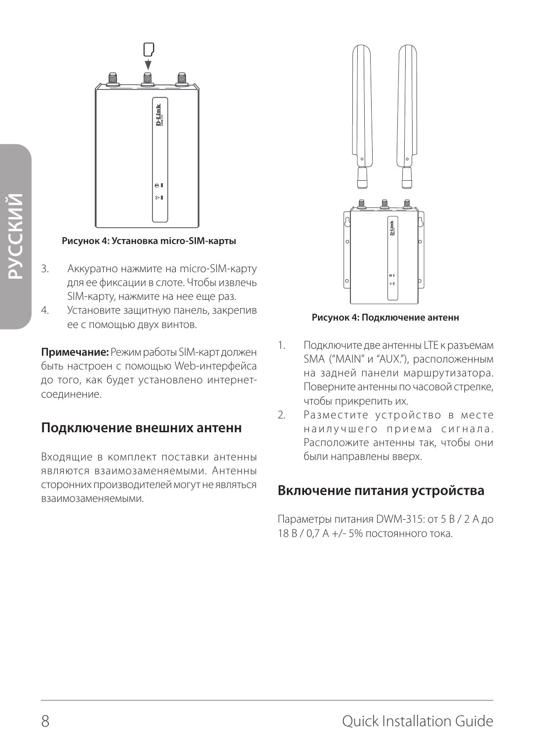Рисунок 4: Установка micro-SIM-карты

3. Аккуратно нажмите на micro-SIM-карту для ее фиксации в слоте. Чтобы извлечь SIM-карту, нажмите на нее еще раз.
4. Установите защитную панель, закрепив ее с помощью двух винтов.

**Примечание:** Режим работы SIM-карт должен быть настроен с помощью Web-интерфейса до того, как будет установлено интернет-соединение.

## Подключение внешних антенн

Входящие в комплект поставки антенны являются взаимозаменяемыми. Антенны сторонних производителей могут не являться взаимозаменяемыми.

Рисунок 4: Подключение антенн

1. Подключите две антенны LTE к разъемам SMA ("MAIN" и "AUX."), расположенным на задней панели маршрутизатора. Поверните антенны по часовой стрелке, чтобы прикрепить их.
2. Разместите устройство в месте наилучшего приема сигнала. Расположите антенны так, чтобы они были направлены вверх.

## Включение питания устройства

Параметры питания DWM-315: от 5 В / 2 А до 18 В / 0,7 А +/- 5% постоянного тока.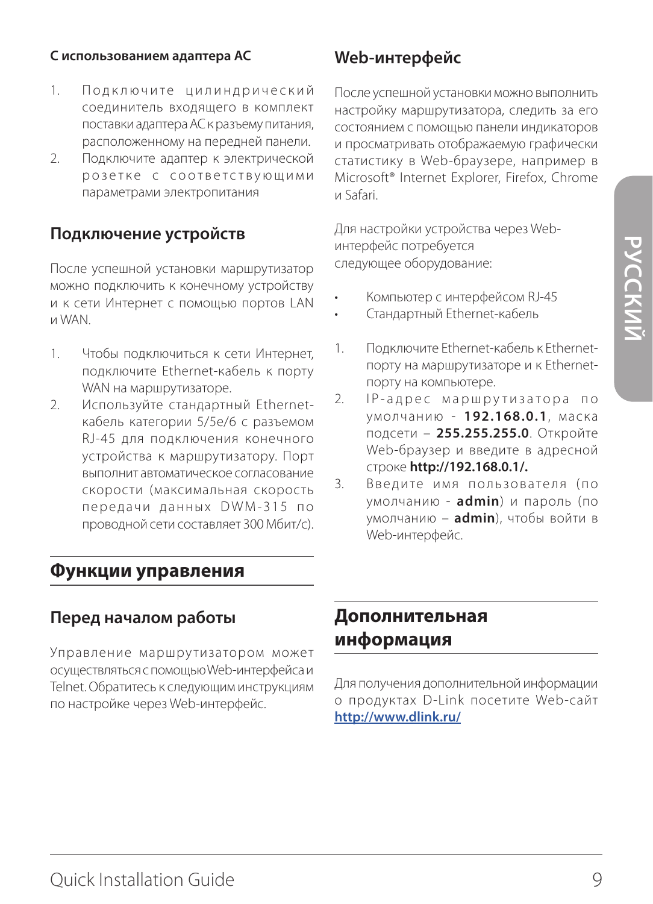#### С использованием адаптера AC

1. Подключите цилиндрический соединитель входящего в комплект поставки адаптера AC к разъему питания, расположенному на передней панели.
2. Подключите адаптер к электрической розетке с соответствующими параметрами электропитания

### Подключение устройств

После успешной установки маршрутизатор можно подключить к конечному устройству и к сети Интернет с помощью портов LAN и WAN.

1. Чтобы подключиться к сети Интернет, подключите Ethernet-кабель к порту WAN на маршрутизаторе.
2. Используйте стандартный Ethernet-кабель категории 5/5e/6 с разъемом RJ-45 для подключения конечного устройства к маршрутизатору. Порт выполнит автоматическое согласование скорости (максимальная скорость передачи данных DWM-315 по проводной сети составляет 300 Мбит/с).

## Функции управления

### Перед началом работы

Управление маршрутизатором может осуществляться с помощью Web-интерфейса и Telnet. Обратитесь к следующим инструкциям по настройке через Web-интерфейс.

### Web-интерфейс

После успешной установки можно выполнить настройку маршрутизатора, следить за его состоянием с помощью панели индикаторов и просматривать отображаемую графически статистику в Web-браузере, например в Microsoft® Internet Explorer, Firefox, Chrome и Safari.

Для настройки устройства через Web-интерфейс потребуется следующее оборудование:

- Компьютер с интерфейсом RJ-45
- Стандартный Ethernet-кабель

1. Подключите Ethernet-кабель к Ethernet-порту на маршрутизаторе и к Ethernet-порту на компьютере.
2. IP-адрес маршрутизатора по умолчанию - **192.168.0.1**, маска подсети – **255.255.255.0**. Откройте Web-браузер и введите в адресной строке **http://192.168.0.1/.**
3. Введите имя пользователя (по умолчанию - **admin**) и пароль (по умолчанию – **admin**), чтобы войти в Web-интерфейс.

## Дополнительная информация

Для получения дополнительной информации о продуктах D-Link посетите Web-сайт http://www.dlink.ru/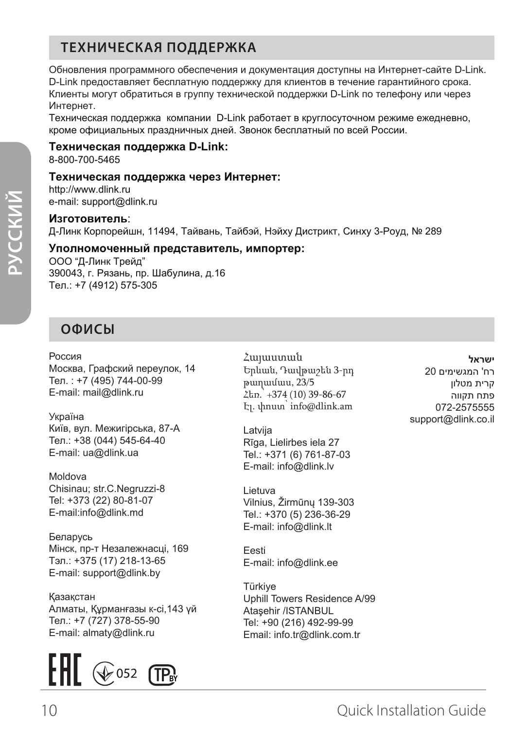## ТЕХНИЧЕСКАЯ ПОДДЕРЖКА

Обновления программного обеспечения и документация доступны на Интернет-сайте D-Link.
D-Link предоставляет бесплатную поддержку для клиентов в течение гарантийного срока.
Клиенты могут обратиться в группу технической поддержки D-Link по телефону или через Интернет.
Техническая поддержка компании D-Link работает в круглосуточном режиме ежедневно, кроме официальных праздничных дней. Звонок бесплатный по всей России.

**Техническая поддержка D-Link:**
8-800-700-5465

**Техническая поддержка через Интернет:**
http://www.dlink.ru
e-mail: support@dlink.ru

**Изготовитель**:
Д-Линк Корпорейшн, 11494, Тайвань, Тайбэй, Нэйху Дистрикт, Синху 3-Роуд, № 289

**Уполномоченный представитель, импортер:**
ООО "Д-Линк Трейд"
390043, г. Рязань, пр. Шабулина, д.16
Тел.: +7 (4912) 575-305

## ОФИСЫ

Россия
Москва, Графский переулок, 14
Тел. : +7 (495) 744-00-99
E-mail: mail@dlink.ru

Україна
Київ, вул. Межигірська, 87-А
Тел.: +38 (044) 545-64-40
E-mail: ua@dlink.ua

Moldova
Chisinau; str.C.Negruzzi-8
Tel: +373 (22) 80-81-07
E-mail:info@dlink.md

Беларусь
Мінск, пр-т Незалежнасці, 169
Тэл.: +375 (17) 218-13-65
E-mail: support@dlink.by

Қазақстан
Алматы, Құрманғазы к-сі,143 үй
Тел.: +7 (727) 378-55-90
E-mail: almaty@dlink.ru

Հայաստան
Երևան, Դավթաշեն 3-րդ թաղամաս, 23/5
Հեռ.` +374 (10) 39-86-67
Էլ. փոստ` info@dlink.am

Latvija
Rīga, Lielirbes iela 27
Tel.: +371 (6) 761-87-03
E-mail: info@dlink.lv

Lietuva
Vilnius, Žirmūnų 139-303
Tel.: +370 (5) 236-36-29
E-mail: info@dlink.lt

Eesti
E-mail: info@dlink.ee

Türkiye
Uphill Towers Residence A/99
Ataşehir /ISTANBUL
Tel: +90 (216) 492-99-99
Email: info.tr@dlink.com.tr

**ישראל**
רח' המגשימים 20
קרית מטלון
פתח תקווה
072-2575555
support@dlink.co.il

EAC 052 TP BY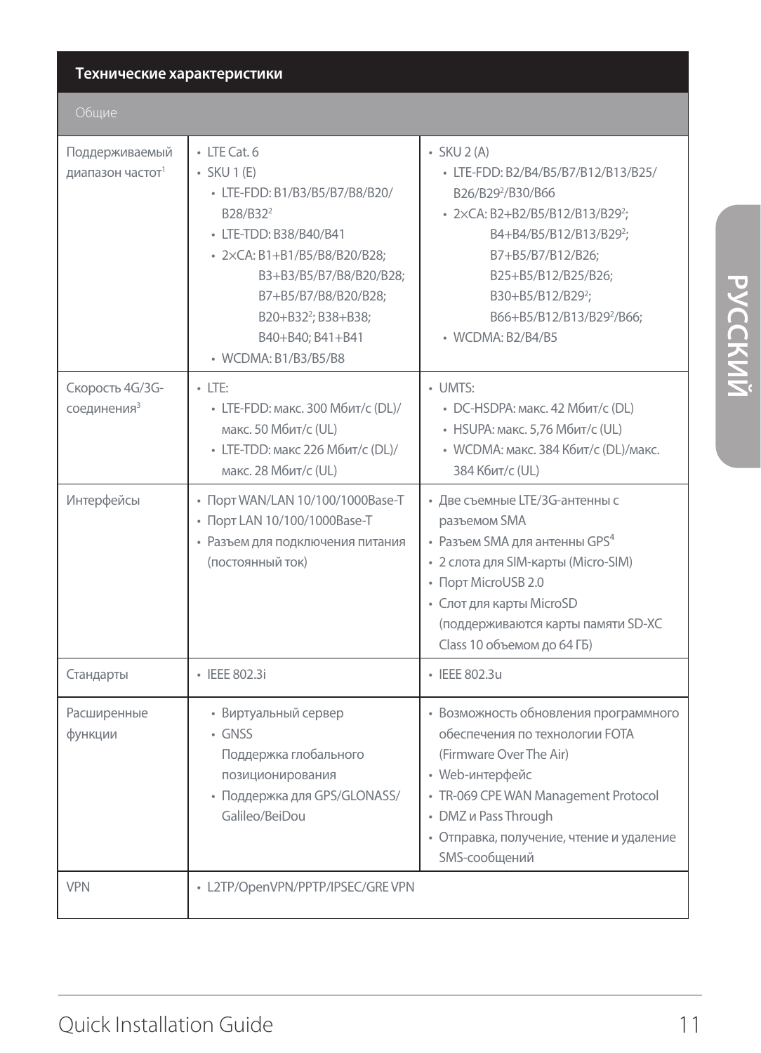| Технические характеристики | | |
|---|---|---|
| Общие | | |
| Поддерживаемый диапазон частот[1] | • LTE Cat. 6<br>• SKU 1 (E)<br>  • LTE-FDD: B1/B3/B5/B7/B8/B20/B28/B32[2]<br>  • LTE-TDD: B38/B40/B41<br>  • 2×CA: B1+B1/B5/B8/B20/B28; B3+B3/B5/B7/B8/B20/B28; B7+B5/B7/B8/B20/B28; B20+B32[2]; B38+B38; B40+B40; B41+B41<br>  • WCDMA: B1/B3/B5/B8 | • SKU 2 (A)<br>  • LTE-FDD: B2/B4/B5/B7/B12/B13/B25/B26/B29[2]/B30/B66<br>  • 2×CA: B2+B2/B5/B12/B13/B29[2]; B4+B4/B5/B12/B13/B29[2]; B7+B5/B7/B12/B26; B25+B5/B12/B25/B26; B30+B5/B12/B29[2]; B66+B5/B12/B13/B29[2]/B66;<br>  • WCDMA: B2/B4/B5 |
| Скорость 4G/3G-соединения[3] | • LTE:<br>  • LTE-FDD: макс. 300 Мбит/с (DL)/макс. 50 Мбит/с (UL)<br>  • LTE-TDD: макс 226 Мбит/с (DL)/макс. 28 Мбит/с (UL) | • UMTS:<br>  • DC-HSDPA: макс. 42 Мбит/с (DL)<br>  • HSUPA: макс. 5,76 Мбит/с (UL)<br>  • WCDMA: макс. 384 Кбит/с (DL)/макс. 384 Кбит/с (UL) |
| Интерфейсы | • Порт WAN/LAN 10/100/1000Base-T<br>• Порт LAN 10/100/1000Base-T<br>• Разъем для подключения питания (постоянный ток) | • Две съемные LTE/3G-антенны с разъемом SMA<br>• Разъем SMA для антенны GPS[4]<br>• 2 слота для SIM-карты (Micro-SIM)<br>• Порт MicroUSB 2.0<br>• Слот для карты MicroSD (поддерживаются карты памяти SD-XC Class 10 объемом до 64 ГБ) |
| Стандарты | • IEEE 802.3i | • IEEE 802.3u |
| Расширенные функции | • Виртуальный сервер<br>• GNSS<br>Поддержка глобального позиционирования<br>• Поддержка для GPS/GLONASS/Galileo/BeiDou | • Возможность обновления программного обеспечения по технологии FOTA (Firmware Over The Air)<br>• Web-интерфейс<br>• TR-069 CPE WAN Management Protocol<br>• DMZ и Pass Through<br>• Отправка, получение, чтение и удаление SMS-сообщений |
| VPN | • L2TP/OpenVPN/PPTP/IPSEC/GRE VPN | |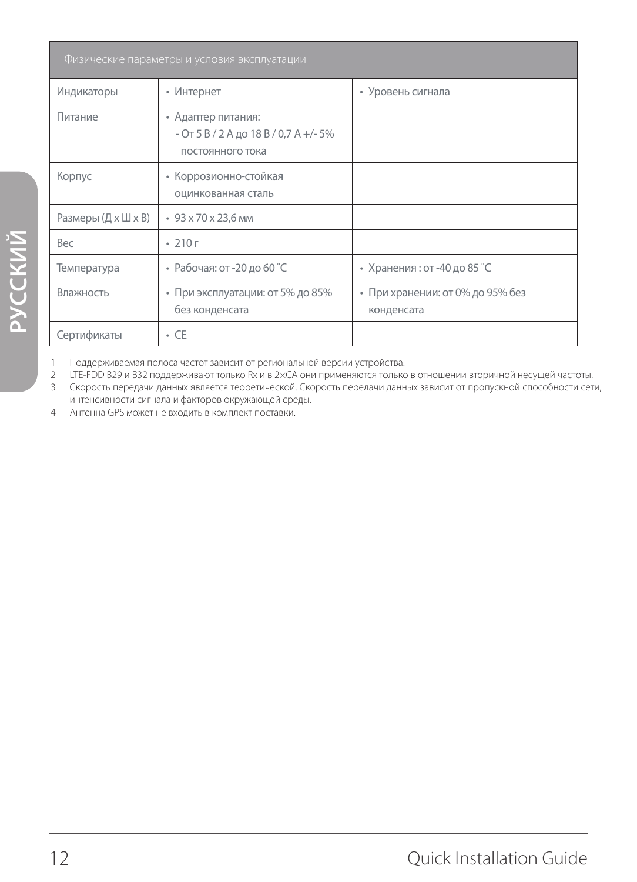| Физические параметры и условия эксплуатации | | |
|---|---|---|
| Индикаторы | • Интернет | • Уровень сигнала |
| Питание | • Адаптер питания:<br>- От 5 В / 2 А до 18 В / 0,7 А +/- 5% постоянного тока | |
| Корпус | • Коррозионно-стойкая оцинкованная сталь | |
| Размеры (Д х Ш х В) | • 93 x 70 x 23,6 мм | |
| Вес | • 210 г | |
| Температура | • Рабочая: от -20 до 60 ˚C | • Хранения : от -40 до 85 ˚C |
| Влажность | • При эксплуатации: от 5% до 85% без конденсата | • При хранении: от 0% до 95% без конденсата |
| Сертификаты | • CE | |

1 Поддерживаемая полоса частот зависит от региональной версии устройства.
2 LTE-FDD B29 и B32 поддерживают только Rx и в 2×CA они применяются только в отношении вторичной несущей частоты.
3 Скорость передачи данных является теоретической. Скорость передачи данных зависит от пропускной способности сети, интенсивности сигнала и факторов окружающей среды.
4 Антенна GPS может не входить в комплект поставки.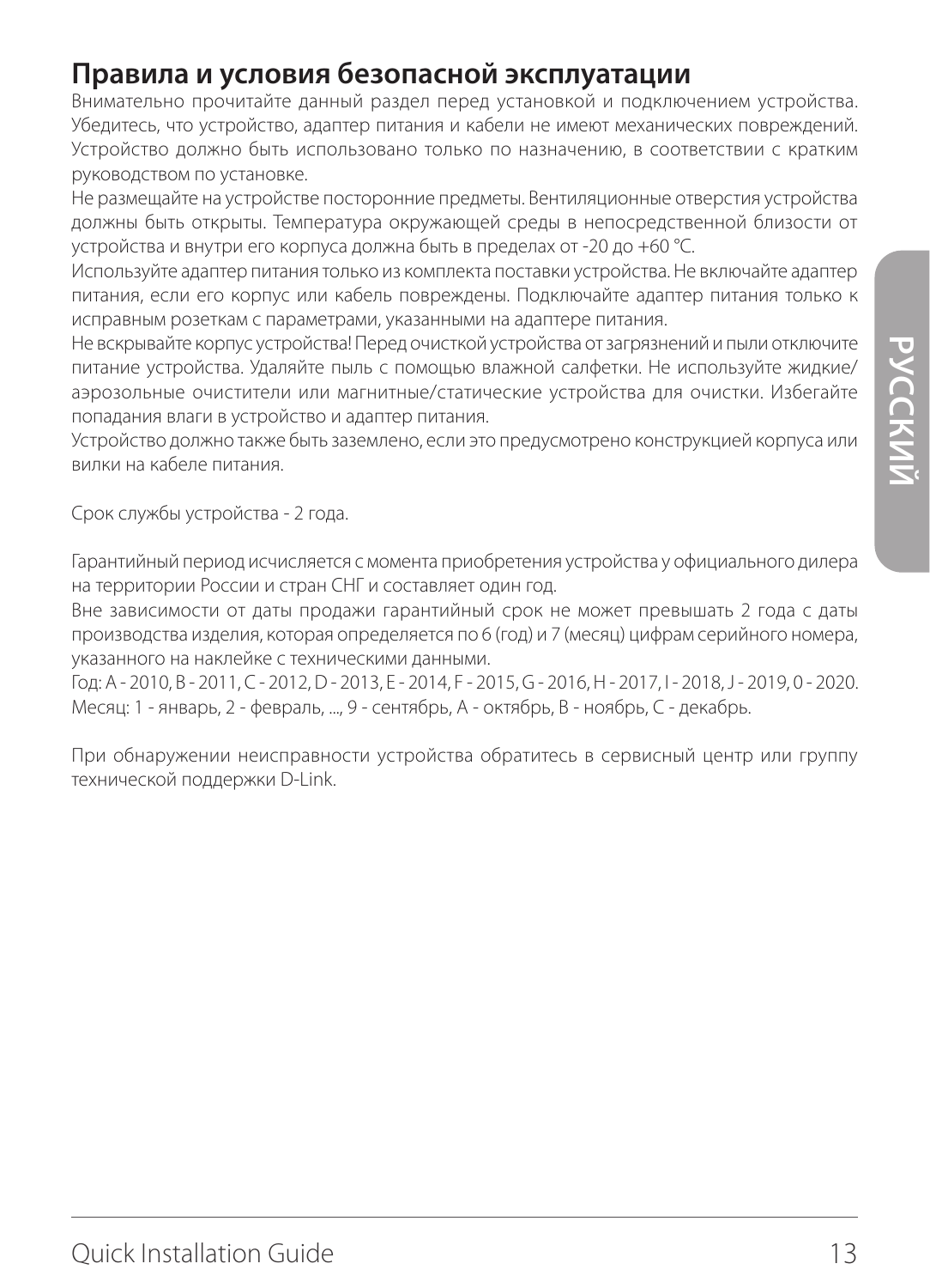## Правила и условия безопасной эксплуатации

Внимательно прочитайте данный раздел перед установкой и подключением устройства. Убедитесь, что устройство, адаптер питания и кабели не имеют механических повреждений. Устройство должно быть использовано только по назначению, в соответствии с кратким руководством по установке.

Не размещайте на устройстве посторонние предметы. Вентиляционные отверстия устройства должны быть открыты. Температура окружающей среды в непосредственной близости от устройства и внутри его корпуса должна быть в пределах от -20 до +60 °C.

Используйте адаптер питания только из комплекта поставки устройства. Не включайте адаптер питания, если его корпус или кабель повреждены. Подключайте адаптер питания только к исправным розеткам с параметрами, указанными на адаптере питания.

Не вскрывайте корпус устройства! Перед очисткой устройства от загрязнений и пыли отключите питание устройства. Удаляйте пыль с помощью влажной салфетки. Не используйте жидкие/аэрозольные очистители или магнитные/статические устройства для очистки. Избегайте попадания влаги в устройство и адаптер питания.

Устройство должно также быть заземлено, если это предусмотрено конструкцией корпуса или вилки на кабеле питания.

Срок службы устройства - 2 года.

Гарантийный период исчисляется с момента приобретения устройства у официального дилера на территории России и стран СНГ и составляет один год.

Вне зависимости от даты продажи гарантийный срок не может превышать 2 года с даты производства изделия, которая определяется по 6 (год) и 7 (месяц) цифрам серийного номера, указанного на наклейке с техническими данными.

Год: A - 2010, B - 2011, C - 2012, D - 2013, E - 2014, F - 2015, G - 2016, H - 2017, I - 2018, J - 2019, 0 - 2020.
Месяц: 1 - январь, 2 - февраль, ..., 9 - сентябрь, A - октябрь, B - ноябрь, C - декабрь.

При обнаружении неисправности устройства обратитесь в сервисный центр или группу технической поддержки D-Link.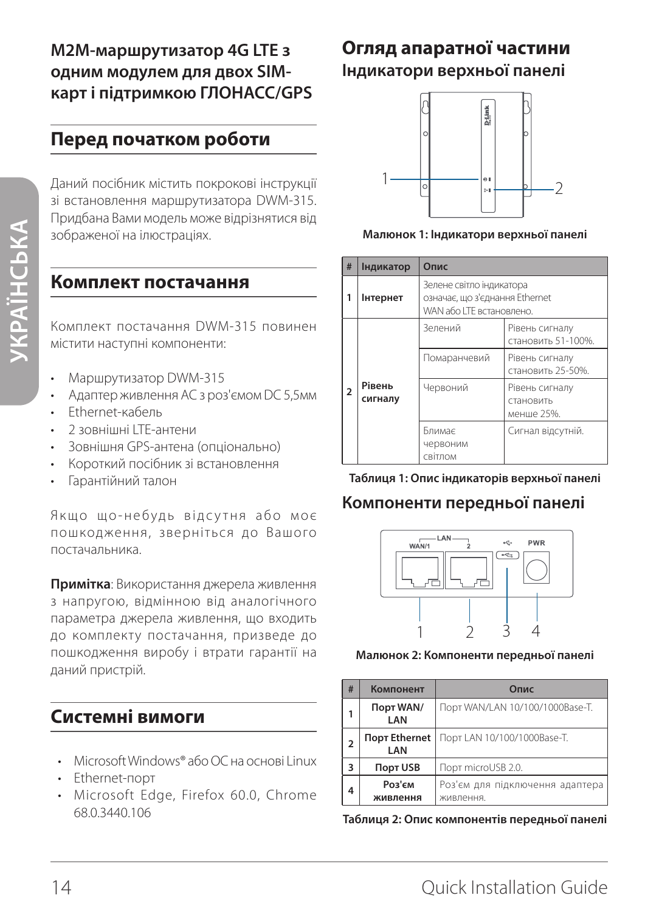# M2M-маршрутизатор 4G LTE з одним модулем для двох SIM-карт і підтримкою ГЛОНАСС/GPS

## Перед початком роботи

Даний посібник містить покрокові інструкції зі встановлення маршрутизатора DWM-315. Придбана Вами модель може відрізнятися від зображеної на ілюстраціях.

## Комплект постачання

Комплект постачання DWM-315 повинен містити наступні компоненти:

- Маршрутизатор DWM-315
- Адаптер живлення AC з роз'ємом DC 5,5мм
- Ethernet-кабель
- 2 зовнішні LTE-антени
- Зовнішня GPS-антена (опціонально)
- Короткий посібник зі встановлення
- Гарантійний талон

Якщо що-небудь відсутня або моє пошкодження, зверніться до Вашого постачальника.

**Примітка**: Використання джерела живлення з напругою, відмінною від аналогічного параметра джерела живлення, що входить до комплекту постачання, призведе до пошкодження виробу і втрати гарантії на даний пристрій.

## Системні вимоги

- Microsoft Windows® або ОС на основі Linux
- Ethernet-порт
- Microsoft Edge, Firefox 60.0, Chrome 68.0.3440.106

# Огляд апаратної частини

## Індикатори верхньої панелі

Малюнок 1: Індикатори верхньої панелі

| # | Індикатор | Опис | |
|---|---|---|---|
| 1 | Інтернет | Зелене світло індикатора означає, що з'єднання Ethernet WAN або LTE встановлено. | |
| 2 | Рівень сигналу | Зелений | Рівень сигналу становить 51-100%. |
| | | Помаранчевий | Рівень сигналу становить 25-50%. |
| | | Червоний | Рівень сигналу становить менше 25%. |
| | | Блимає червоним світлом | Сигнал відсутній. |

Таблиця 1: Опис індикаторів верхньої панелі

## Компоненти передньої панелі

Малюнок 2: Компоненти передньої панелі

| # | Компонент | Опис |
|---|---|---|
| 1 | Порт WAN/ LAN | Порт WAN/LAN 10/100/1000Base-T. |
| 2 | Порт Ethernet LAN | Порт LAN 10/100/1000Base-T. |
| 3 | Порт USB | Порт microUSB 2.0. |
| 4 | Роз'єм живлення | Роз'єм для підключення адаптера живлення. |

Таблиця 2: Опис компонентів передньої панелі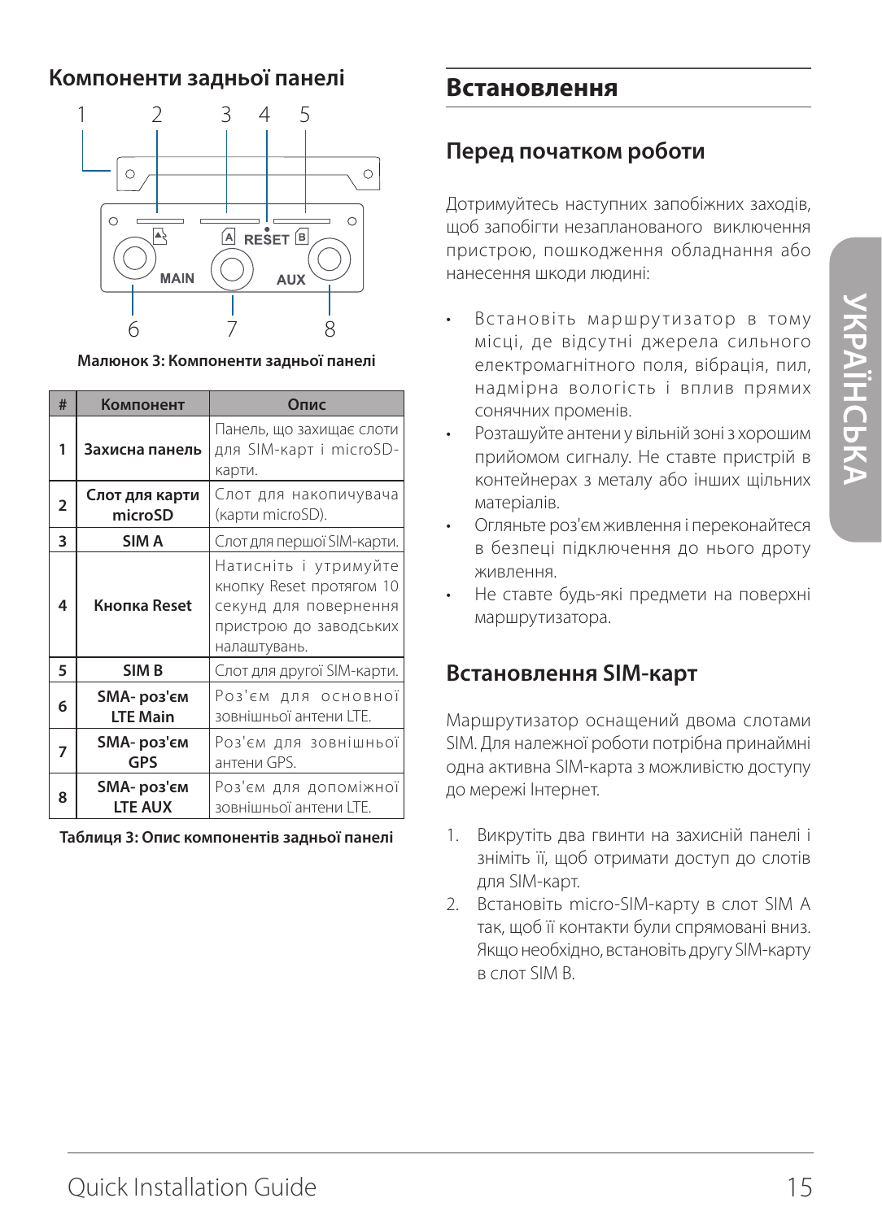## Компоненти задньої панелі

Малюнок 3: Компоненти задньої панелі

| # | Компонент | Опис |
|---|---|---|
| 1 | Захисна панель | Панель, що захищає слоти для SIM-карт і microSD-карти. |
| 2 | Слот для карти microSD | Слот для накопичувача (карти microSD). |
| 3 | SIM A | Слот для першої SIM-карти. |
| 4 | Кнопка Reset | Натисніть і утримуйте кнопку Reset протягом 10 секунд для повернення пристрою до заводських налаштувань. |
| 5 | SIM B | Слот для другої SIM-карти. |
| 6 | SMA- роз'єм LTE Main | Роз'єм для основної зовнішньої антени LTE. |
| 7 | SMA- роз'єм GPS | Роз'єм для зовнішньої антени GPS. |
| 8 | SMA- роз'єм LTE AUX | Роз'єм для допоміжної зовнішньої антени LTE. |

Таблиця 3: Опис компонентів задньої панелі

# Встановлення

## Перед початком роботи

Дотримуйтесь наступних запобіжних заходів, щоб запобігти незапланованого виключення пристрою, пошкодження обладнання або нанесення шкоди людині:

- Встановіть маршрутизатор в тому місці, де відсутні джерела сильного електромагнітного поля, вібрація, пил, надмірна вологість і вплив прямих сонячних променів.
- Розташуйте антени у вільній зоні з хорошим прийомом сигналу. Не ставте пристрій в контейнерах з металу або інших щільних матеріалів.
- Огляньте роз'єм живлення і переконайтеся в безпеці підключення до нього дроту живлення.
- Не ставте будь-які предмети на поверхні маршрутизатора.

## Встановлення SIM-карт

Маршрутизатор оснащений двома слотами SIM. Для належної роботи потрібна принаймні одна активна SIM-карта з можливістю доступу до мережі Інтернет.

1. Викрутіть два гвинти на захисній панелі і зніміть її, щоб отримати доступ до слотів для SIM-карт.
2. Встановіть micro-SIM-карту в слот SIM A так, щоб її контакти були спрямовані вниз. Якщо необхідно, встановіть другу SIM-карту в слот SIM B.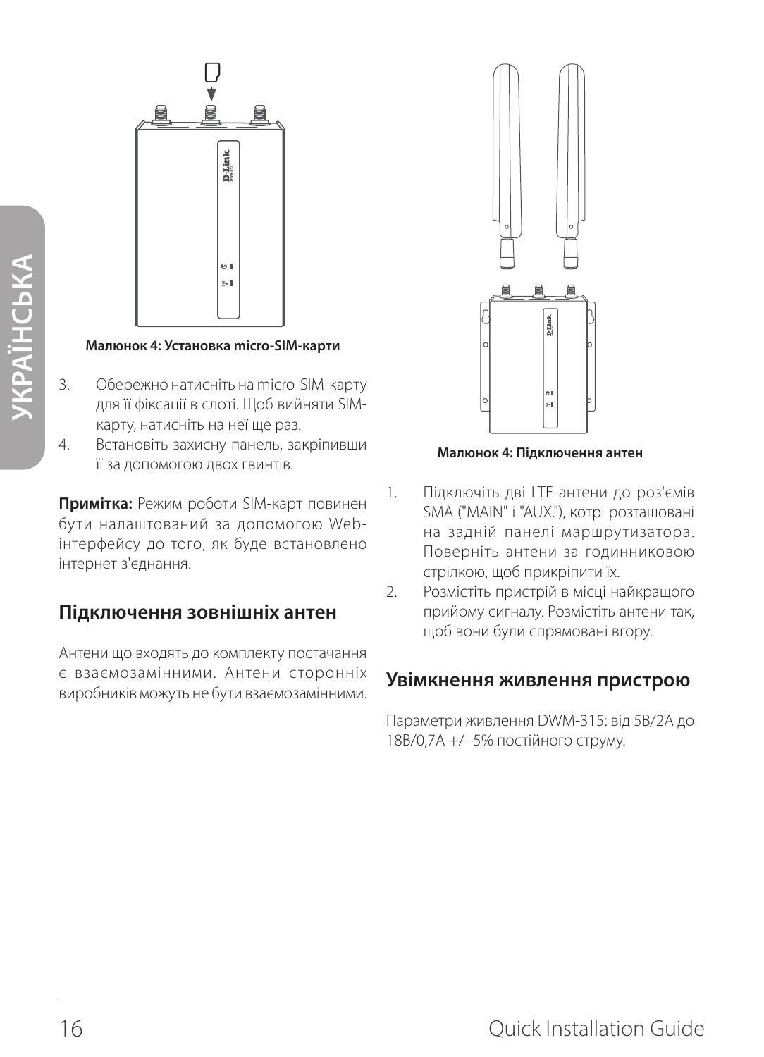Малюнок 4: Установка micro-SIM-карти

3. Обережно натисніть на micro-SIM-карту для її фіксації в слоті. Щоб вийняти SIM-карту, натисніть на неї ще раз.
4. Встановіть захисну панель, закріпивши її за допомогою двох гвинтів.

**Примітка:** Режим роботи SIM-карт повинен бути налаштований за допомогою Web-інтерфейсу до того, як буде встановлено інтернет-з'єднання.

## Підключення зовнішніх антен

Антени що входять до комплекту постачання є взаємозамінними. Антени сторонніх виробників можуть не бути взаємозамінними.

Малюнок 4: Підключення антен

1. Підключіть дві LTE-антени до роз'ємів SMA ("MAIN" і "AUX."), котрі розташовані на задній панелі маршрутизатора. Поверніть антени за годинниковою стрілкою, щоб прикріпити їх.
2. Розмістіть пристрій в місці найкращого прийому сигналу. Розмістіть антени так, щоб вони були спрямовані вгору.

## Увімкнення живлення пристрою

Параметри живлення DWM-315: від 5В/2А до 18В/0,7А +/- 5% постійного струму.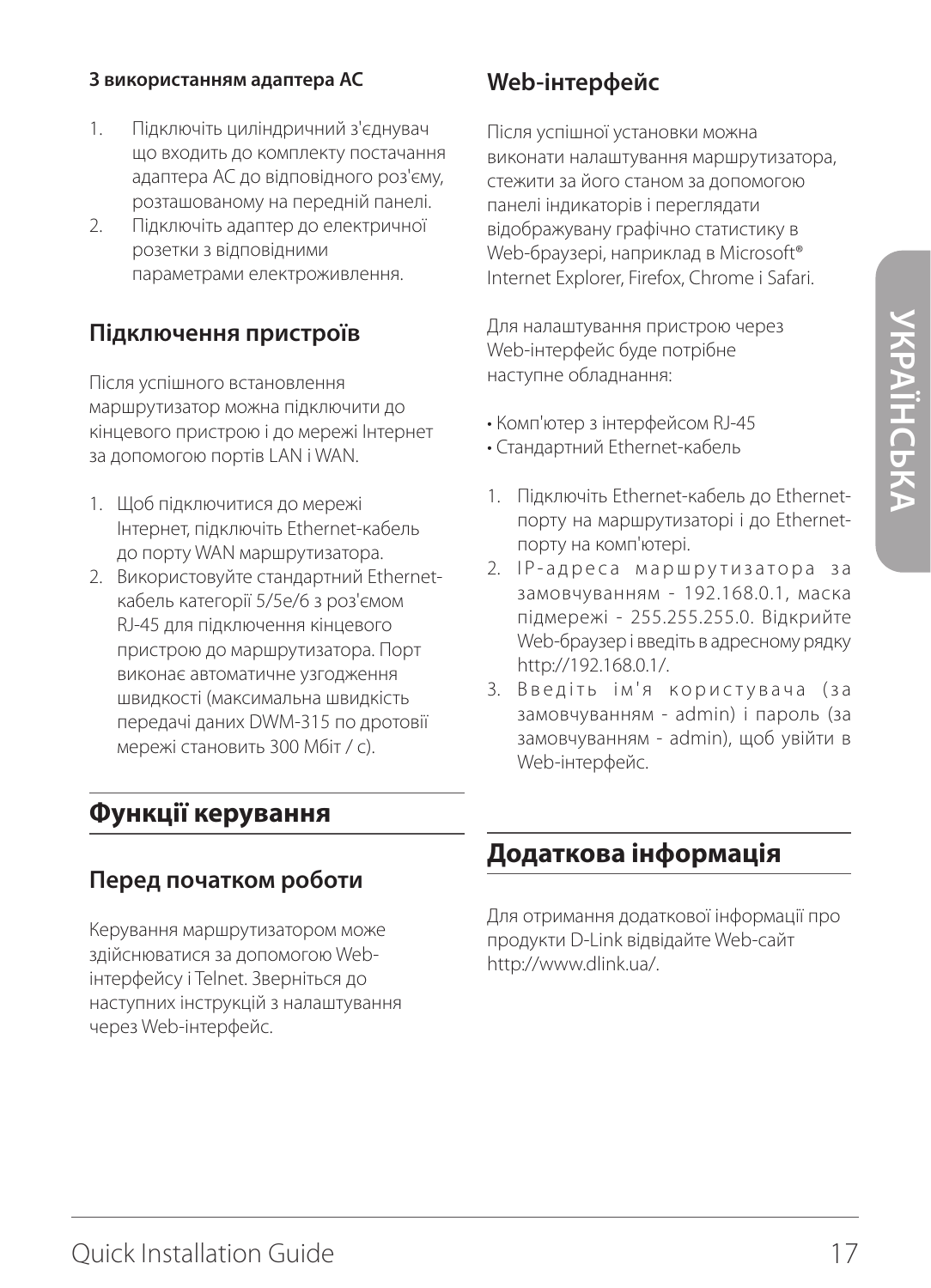**З використанням адаптера AC**

1. Підключіть циліндричний з'єднувач що входить до комплекту постачання адаптера AC до відповідного роз'єму, розташованому на передній панелі.
2. Підключіть адаптер до електричної розетки з відповідними параметрами електроживлення.

### Підключення пристроїв

Після успішного встановлення маршрутизатор можна підключити до кінцевого пристрою і до мережі Інтернет за допомогою портів LAN і WAN.

1. Щоб підключитися до мережі Інтернет, підключіть Ethernet-кабель до порту WAN маршрутизатора.
2. Використовуйте стандартний Ethernet-кабель категорії 5/5e/6 з роз'ємом RJ-45 для підключення кінцевого пристрою до маршрутизатора. Порт виконає автоматичне узгодження швидкості (максимальна швидкість передачі даних DWM-315 по дротовії мережі становить 300 Мбіт / с).

## Функції керування

### Перед початком роботи

Керування маршрутизатором може здійснюватися за допомогою Web-інтерфейсу і Telnet. Зверніться до наступних інструкцій з налаштування через Web-інтерфейс.

### Web-інтерфейс

Після успішної установки можна виконати налаштування маршрутизатора, стежити за його станом за допомогою панелі індикаторів і переглядати відображувану графічно статистику в Web-браузері, наприклад в Microsoft® Internet Explorer, Firefox, Chrome і Safari.

Для налаштування пристрою через Web-інтерфейс буде потрібне наступне обладнання:

- Комп'ютер з інтерфейсом RJ-45
- Стандартний Ethernet-кабель

1. Підключіть Ethernet-кабель до Ethernet-порту на маршрутизаторі і до Ethernet-порту на комп'ютері.
2. IP-адреса маршрутизатора за замовчуванням - 192.168.0.1, маска підмережі - 255.255.255.0. Відкрийте Web-браузер і введіть в адресному рядку http://192.168.0.1/.
3. Введіть ім'я користувача (за замовчуванням - admin) і пароль (за замовчуванням - admin), щоб увійти в Web-інтерфейс.

## Додаткова інформація

Для отримання додаткової інформації про продукти D-Link відвідайте Web-сайт http://www.dlink.ua/.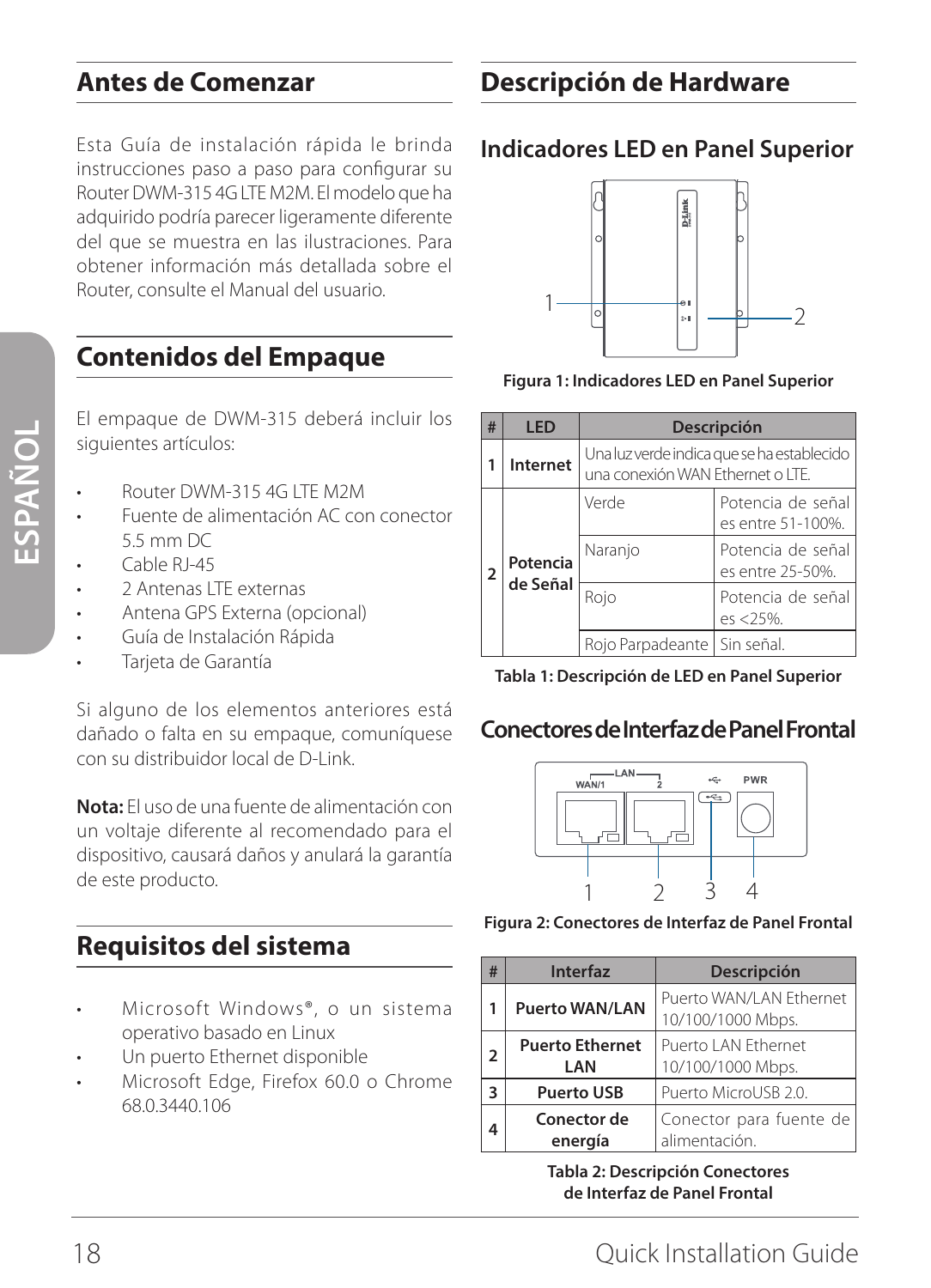## Antes de Comenzar

Esta Guía de instalación rápida le brinda instrucciones paso a paso para configurar su Router DWM-315 4G LTE M2M. El modelo que ha adquirido podría parecer ligeramente diferente del que se muestra en las ilustraciones. Para obtener información más detallada sobre el Router, consulte el Manual del usuario.

## Contenidos del Empaque

El empaque de DWM-315 deberá incluir los siguientes artículos:

- Router DWM-315 4G LTE M2M
- Fuente de alimentación AC con conector 5.5 mm DC
- Cable RJ-45
- 2 Antenas LTE externas
- Antena GPS Externa (opcional)
- Guía de Instalación Rápida
- Tarjeta de Garantía

Si alguno de los elementos anteriores está dañado o falta en su empaque, comuníquese con su distribuidor local de D-Link.

**Nota:** El uso de una fuente de alimentación con un voltaje diferente al recomendado para el dispositivo, causará daños y anulará la garantía de este producto.

## Requisitos del sistema

- Microsoft Windows®, o un sistema operativo basado en Linux
- Un puerto Ethernet disponible
- Microsoft Edge, Firefox 60.0 o Chrome 68.0.3440.106

## Descripción de Hardware

### Indicadores LED en Panel Superior

**Figura 1: Indicadores LED en Panel Superior**

| # | LED | Descripción | |
|---|---|---|---|
| 1 | Internet | Una luz verde indica que se ha establecido una conexión WAN Ethernet o LTE. | |
| 2 | Potencia de Señal | Verde | Potencia de señal es entre 51-100%. |
| | | Naranjo | Potencia de señal es entre 25-50%. |
| | | Rojo | Potencia de señal es <25%. |
| | | Rojo Parpadeante | Sin señal. |

**Tabla 1: Descripción de LED en Panel Superior**

### Conectores de Interfaz de Panel Frontal

**Figura 2: Conectores de Interfaz de Panel Frontal**

| # | Interfaz | Descripción |
|---|---|---|
| 1 | Puerto WAN/LAN | Puerto WAN/LAN Ethernet 10/100/1000 Mbps. |
| 2 | Puerto Ethernet LAN | Puerto LAN Ethernet 10/100/1000 Mbps. |
| 3 | Puerto USB | Puerto MicroUSB 2.0. |
| 4 | Conector de energía | Conector para fuente de alimentación. |

**Tabla 2: Descripción Conectores de Interfaz de Panel Frontal**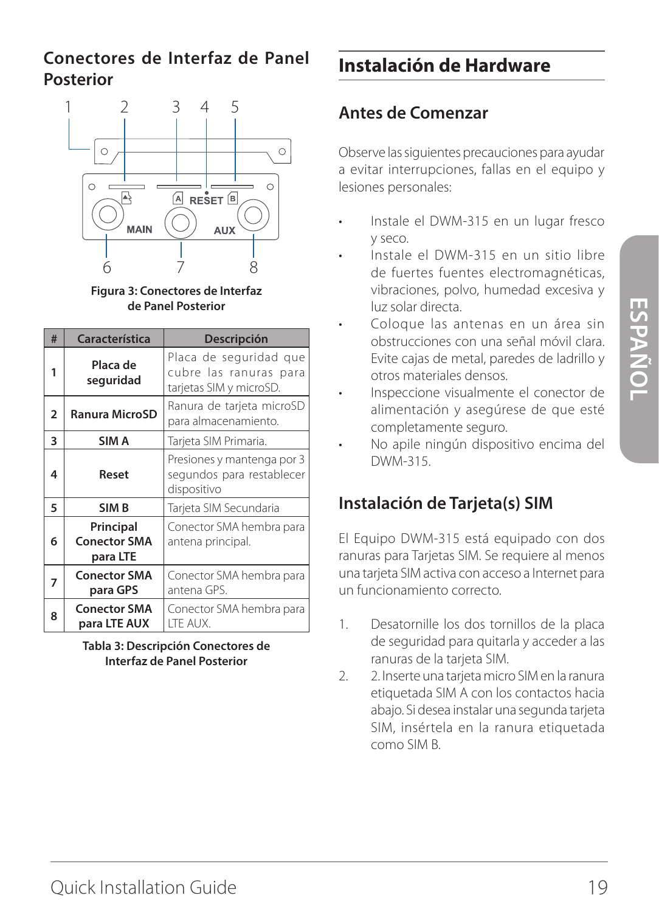## Conectores de Interfaz de Panel Posterior

Figura 3: Conectores de Interfaz de Panel Posterior

| # | Característica | Descripción |
|---|---|---|
| 1 | Placa de seguridad | Placa de seguridad que cubre las ranuras para tarjetas SIM y microSD. |
| 2 | Ranura MicroSD | Ranura de tarjeta microSD para almacenamiento. |
| 3 | SIM A | Tarjeta SIM Primaria. |
| 4 | Reset | Presiones y mantenga por 3 segundos para restablecer dispositivo |
| 5 | SIM B | Tarjeta SIM Secundaria |
| 6 | Principal Conector SMA para LTE | Conector SMA hembra para antena principal. |
| 7 | Conector SMA para GPS | Conector SMA hembra para antena GPS. |
| 8 | Conector SMA para LTE AUX | Conector SMA hembra para LTE AUX. |

Tabla 3: Descripción Conectores de Interfaz de Panel Posterior

# Instalación de Hardware

## Antes de Comenzar

Observe las siguientes precauciones para ayudar a evitar interrupciones, fallas en el equipo y lesiones personales:

- Instale el DWM-315 en un lugar fresco y seco.
- Instale el DWM-315 en un sitio libre de fuertes fuentes electromagnéticas, vibraciones, polvo, humedad excesiva y luz solar directa.
- Coloque las antenas en un área sin obstrucciones con una señal móvil clara. Evite cajas de metal, paredes de ladrillo y otros materiales densos.
- Inspeccione visualmente el conector de alimentación y asegúrese de que esté completamente seguro.
- No apile ningún dispositivo encima del DWM-315.

## Instalación de Tarjeta(s) SIM

El Equipo DWM-315 está equipado con dos ranuras para Tarjetas SIM. Se requiere al menos una tarjeta SIM activa con acceso a Internet para un funcionamiento correcto.

1. Desatornille los dos tornillos de la placa de seguridad para quitarla y acceder a las ranuras de la tarjeta SIM.
2. 2. Inserte una tarjeta micro SIM en la ranura etiquetada SIM A con los contactos hacia abajo. Si desea instalar una segunda tarjeta SIM, insértela en la ranura etiquetada como SIM B.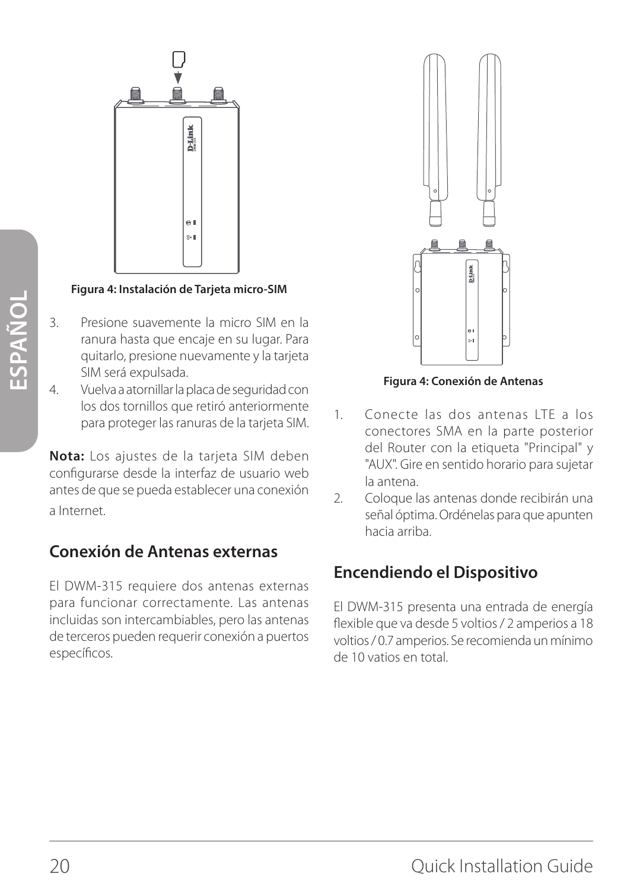Figura 4: Instalación de Tarjeta micro-SIM

3. Presione suavemente la micro SIM en la ranura hasta que encaje en su lugar. Para quitarlo, presione nuevamente y la tarjeta SIM será expulsada.
4. Vuelva a atornillar la placa de seguridad con los dos tornillos que retiró anteriormente para proteger las ranuras de la tarjeta SIM.

**Nota:** Los ajustes de la tarjeta SIM deben configurarse desde la interfaz de usuario web antes de que se pueda establecer una conexión a Internet.

## Conexión de Antenas externas

El DWM-315 requiere dos antenas externas para funcionar correctamente. Las antenas incluidas son intercambiables, pero las antenas de terceros pueden requerir conexión a puertos específicos.

Figura 4: Conexión de Antenas

1. Conecte las dos antenas LTE a los conectores SMA en la parte posterior del Router con la etiqueta "Principal" y "AUX". Gire en sentido horario para sujetar la antena.
2. Coloque las antenas donde recibirán una señal óptima. Ordénelas para que apunten hacia arriba.

## Encendiendo el Dispositivo

El DWM-315 presenta una entrada de energía flexible que va desde 5 voltios / 2 amperios a 18 voltios / 0.7 amperios. Se recomienda un mínimo de 10 vatios en total.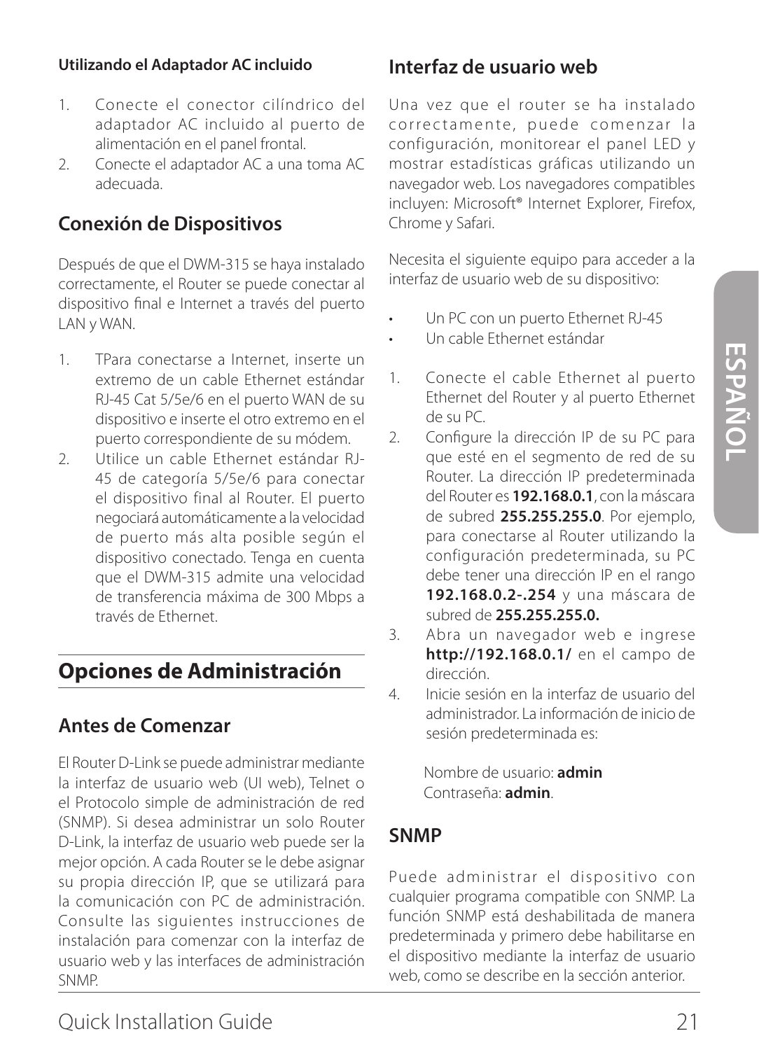**Utilizando el Adaptador AC incluido**

1. Conecte el conector cilíndrico del adaptador AC incluido al puerto de alimentación en el panel frontal.
2. Conecte el adaptador AC a una toma AC adecuada.

## Conexión de Dispositivos

Después de que el DWM-315 se haya instalado correctamente, el Router se puede conectar al dispositivo final e Internet a través del puerto LAN y WAN.

1. TPara conectarse a Internet, inserte un extremo de un cable Ethernet estándar RJ-45 Cat 5/5e/6 en el puerto WAN de su dispositivo e inserte el otro extremo en el puerto correspondiente de su módem.
2. Utilice un cable Ethernet estándar RJ-45 de categoría 5/5e/6 para conectar el dispositivo final al Router. El puerto negociará automáticamente a la velocidad de puerto más alta posible según el dispositivo conectado. Tenga en cuenta que el DWM-315 admite una velocidad de transferencia máxima de 300 Mbps a través de Ethernet.

# Opciones de Administración

## Antes de Comenzar

El Router D-Link se puede administrar mediante la interfaz de usuario web (UI web), Telnet o el Protocolo simple de administración de red (SNMP). Si desea administrar un solo Router D-Link, la interfaz de usuario web puede ser la mejor opción. A cada Router se le debe asignar su propia dirección IP, que se utilizará para la comunicación con PC de administración. Consulte las siguientes instrucciones de instalación para comenzar con la interfaz de usuario web y las interfaces de administración SNMP.

## Interfaz de usuario web

Una vez que el router se ha instalado correctamente, puede comenzar la configuración, monitorear el panel LED y mostrar estadísticas gráficas utilizando un navegador web. Los navegadores compatibles incluyen: Microsoft® Internet Explorer, Firefox, Chrome y Safari.

Necesita el siguiente equipo para acceder a la interfaz de usuario web de su dispositivo:

- Un PC con un puerto Ethernet RJ-45
- Un cable Ethernet estándar

1. Conecte el cable Ethernet al puerto Ethernet del Router y al puerto Ethernet de su PC.
2. Configure la dirección IP de su PC para que esté en el segmento de red de su Router. La dirección IP predeterminada del Router es **192.168.0.1**, con la máscara de subred **255.255.255.0**. Por ejemplo, para conectarse al Router utilizando la configuración predeterminada, su PC debe tener una dirección IP en el rango **192.168.0.2-.254** y una máscara de subred de **255.255.255.0.**
3. Abra un navegador web e ingrese **http://192.168.0.1/** en el campo de dirección.
4. Inicie sesión en la interfaz de usuario del administrador. La información de inicio de sesión predeterminada es:

   Nombre de usuario: **admin**
   Contraseña: **admin**.

## SNMP

Puede administrar el dispositivo con cualquier programa compatible con SNMP. La función SNMP está deshabilitada de manera predeterminada y primero debe habilitarse en el dispositivo mediante la interfaz de usuario web, como se describe en la sección anterior.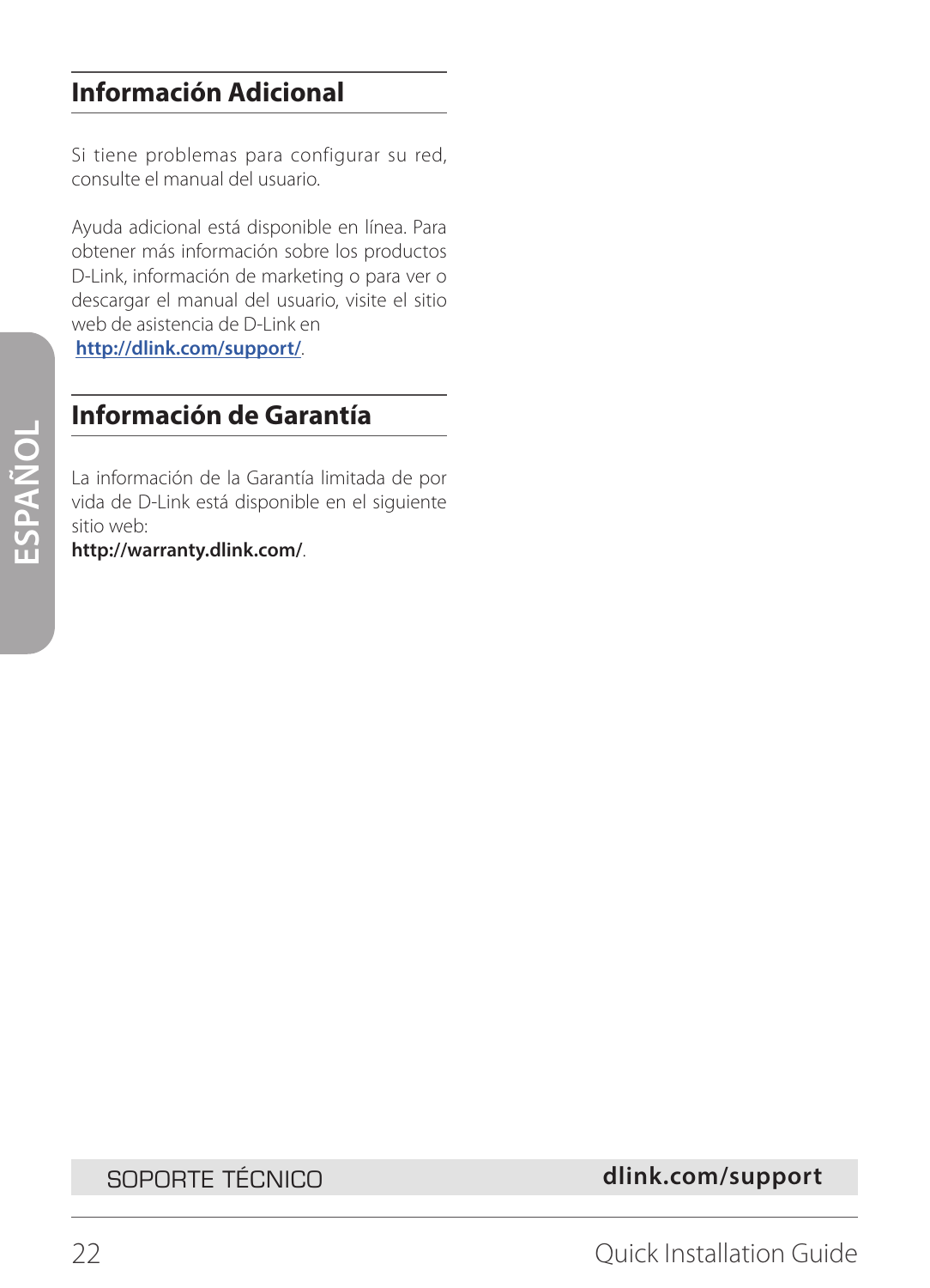## Información Adicional

Si tiene problemas para configurar su red, consulte el manual del usuario.

Ayuda adicional está disponible en línea. Para obtener más información sobre los productos D-Link, información de marketing o para ver o descargar el manual del usuario, visite el sitio web de asistencia de D-Link en **http://dlink.com/support/**.

## Información de Garantía

La información de la Garantía limitada de por vida de D-Link está disponible en el siguiente sitio web:
**http://warranty.dlink.com/**.

SOPORTE TÉCNICO **dlink.com/support**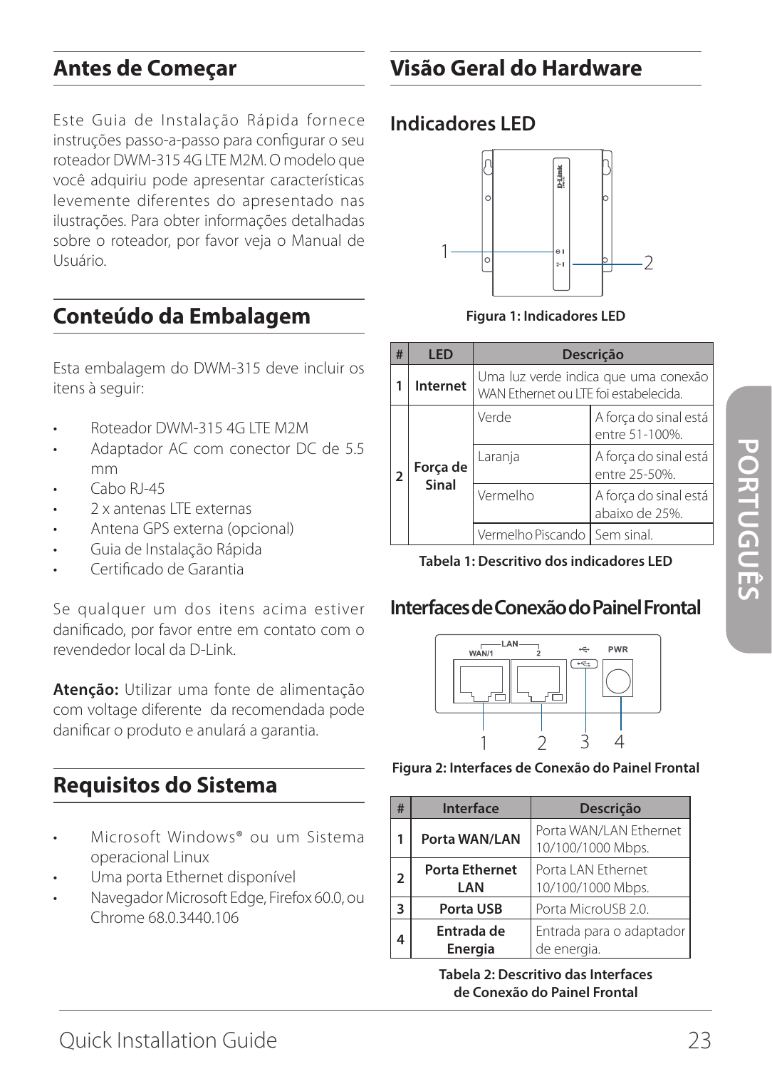## Antes de Começar

Este Guia de Instalação Rápida fornece instruções passo-a-passo para configurar o seu roteador DWM-315 4G LTE M2M. O modelo que você adquiriu pode apresentar características levemente diferentes do apresentado nas ilustrações. Para obter informações detalhadas sobre o roteador, por favor veja o Manual de Usuário.

## Conteúdo da Embalagem

Esta embalagem do DWM-315 deve incluir os itens à seguir:

- Roteador DWM-315 4G LTE M2M
- Adaptador AC com conector DC de 5.5 mm
- Cabo RJ-45
- 2 x antenas LTE externas
- Antena GPS externa (opcional)
- Guia de Instalação Rápida
- Certificado de Garantia

Se qualquer um dos itens acima estiver danificado, por favor entre em contato com o revendedor local da D-Link.

**Atenção:** Utilizar uma fonte de alimentação com voltage diferente da recomendada pode danificar o produto e anulará a garantia.

## Requisitos do Sistema

- Microsoft Windows® ou um Sistema operacional Linux
- Uma porta Ethernet disponível
- Navegador Microsoft Edge, Firefox 60.0, ou Chrome 68.0.3440.106

## Visão Geral do Hardware

### Indicadores LED

**Figura 1: Indicadores LED**

| # | LED | Descrição | |
|---|---|---|---|
| 1 | **Internet** | Uma luz verde indica que uma conexão WAN Ethernet ou LTE foi estabelecida. | |
| 2 | **Força de Sinal** | Verde | A força do sinal está entre 51-100%. |
| | | Laranja | A força do sinal está entre 25-50%. |
| | | Vermelho | A força do sinal está abaixo de 25%. |
| | | Vermelho Piscando | Sem sinal. |

**Tabela 1: Descritivo dos indicadores LED**

### Interfaces de Conexão do Painel Frontal

**Figura 2: Interfaces de Conexão do Painel Frontal**

| # | Interface | Descrição |
|---|---|---|
| 1 | **Porta WAN/LAN** | Porta WAN/LAN Ethernet 10/100/1000 Mbps. |
| 2 | **Porta Ethernet LAN** | Porta LAN Ethernet 10/100/1000 Mbps. |
| 3 | **Porta USB** | Porta MicroUSB 2.0. |
| 4 | **Entrada de Energia** | Entrada para o adaptador de energia. |

**Tabela 2: Descritivo das Interfaces de Conexão do Painel Frontal**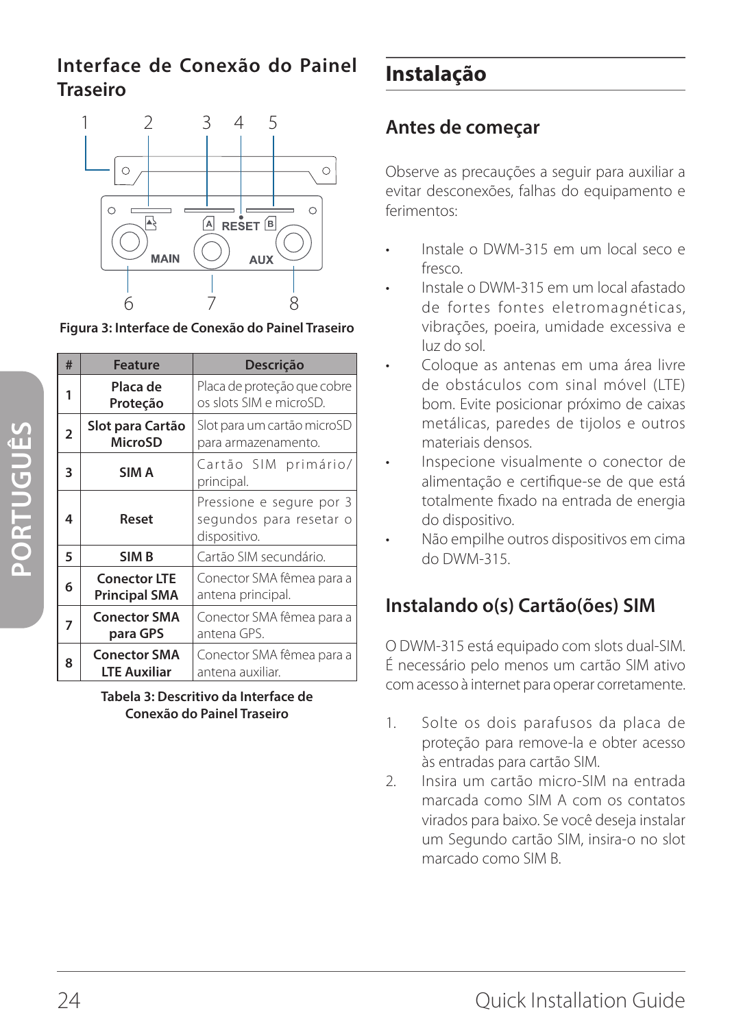## Interface de Conexão do Painel Traseiro

Figura 3: Interface de Conexão do Painel Traseiro

| # | Feature | Descrição |
|---|---|---|
| 1 | Placa de Proteção | Placa de proteção que cobre os slots SIM e microSD. |
| 2 | Slot para Cartão MicroSD | Slot para um cartão microSD para armazenamento. |
| 3 | SIM A | Cartão SIM primário/principal. |
| 4 | Reset | Pressione e segure por 3 segundos para resetar o dispositivo. |
| 5 | SIM B | Cartão SIM secundário. |
| 6 | Conector LTE Principal SMA | Conector SMA fêmea para a antena principal. |
| 7 | Conector SMA para GPS | Conector SMA fêmea para a antena GPS. |
| 8 | Conector SMA LTE Auxiliar | Conector SMA fêmea para a antena auxiliar. |

Tabela 3: Descritivo da Interface de Conexão do Painel Traseiro

# Instalação

## Antes de começar

Observe as precauções a seguir para auxiliar a evitar desconexões, falhas do equipamento e ferimentos:

- Instale o DWM-315 em um local seco e fresco.
- Instale o DWM-315 em um local afastado de fortes fontes eletromagnéticas, vibrações, poeira, umidade excessiva e luz do sol.
- Coloque as antenas em uma área livre de obstáculos com sinal móvel (LTE) bom. Evite posicionar próximo de caixas metálicas, paredes de tijolos e outros materiais densos.
- Inspecione visualmente o conector de alimentação e certifique-se de que está totalmente fixado na entrada de energia do dispositivo.
- Não empilhe outros dispositivos em cima do DWM-315.

## Instalando o(s) Cartão(ões) SIM

O DWM-315 está equipado com slots dual-SIM. É necessário pelo menos um cartão SIM ativo com acesso à internet para operar corretamente.

1. Solte os dois parafusos da placa de proteção para remove-la e obter acesso às entradas para cartão SIM.
2. Insira um cartão micro-SIM na entrada marcada como SIM A com os contatos virados para baixo. Se você deseja instalar um Segundo cartão SIM, insira-o no slot marcado como SIM B.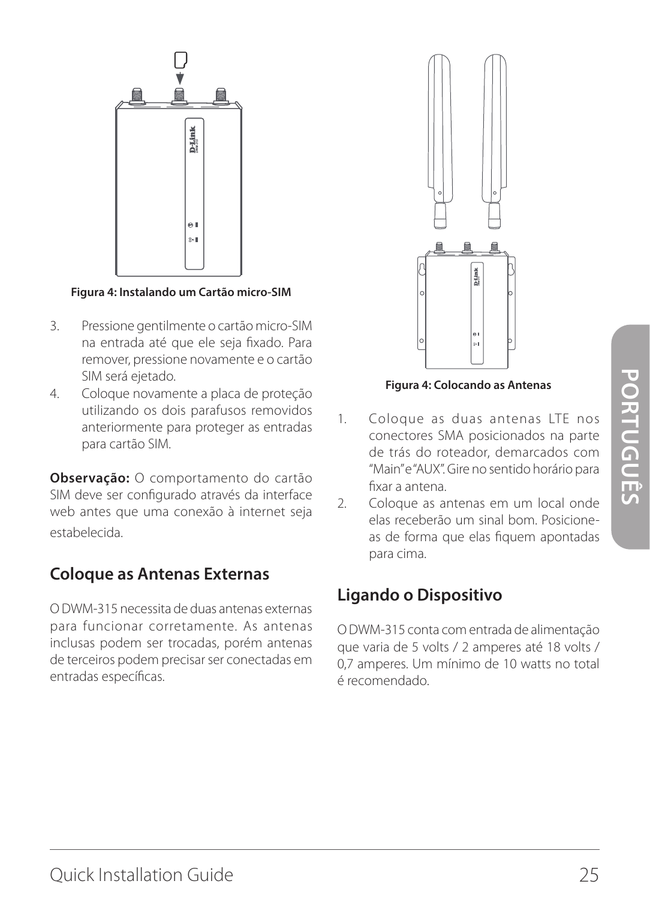Figura 4: Instalando um Cartão micro-SIM

3. Pressione gentilmente o cartão micro-SIM na entrada até que ele seja fixado. Para remover, pressione novamente e o cartão SIM será ejetado.
4. Coloque novamente a placa de proteção utilizando os dois parafusos removidos anteriormente para proteger as entradas para cartão SIM.

**Observação:** O comportamento do cartão SIM deve ser configurado através da interface web antes que uma conexão à internet seja estabelecida.

## Coloque as Antenas Externas

O DWM-315 necessita de duas antenas externas para funcionar corretamente. As antenas inclusas podem ser trocadas, porém antenas de terceiros podem precisar ser conectadas em entradas específicas.

Figura 4: Colocando as Antenas

1. Coloque as duas antenas LTE nos conectores SMA posicionados na parte de trás do roteador, demarcados com "Main" e "AUX". Gire no sentido horário para fixar a antena.
2. Coloque as antenas em um local onde elas receberão um sinal bom. Posicione-as de forma que elas fiquem apontadas para cima.

## Ligando o Dispositivo

O DWM-315 conta com entrada de alimentação que varia de 5 volts / 2 amperes até 18 volts / 0,7 amperes. Um mínimo de 10 watts no total é recomendado.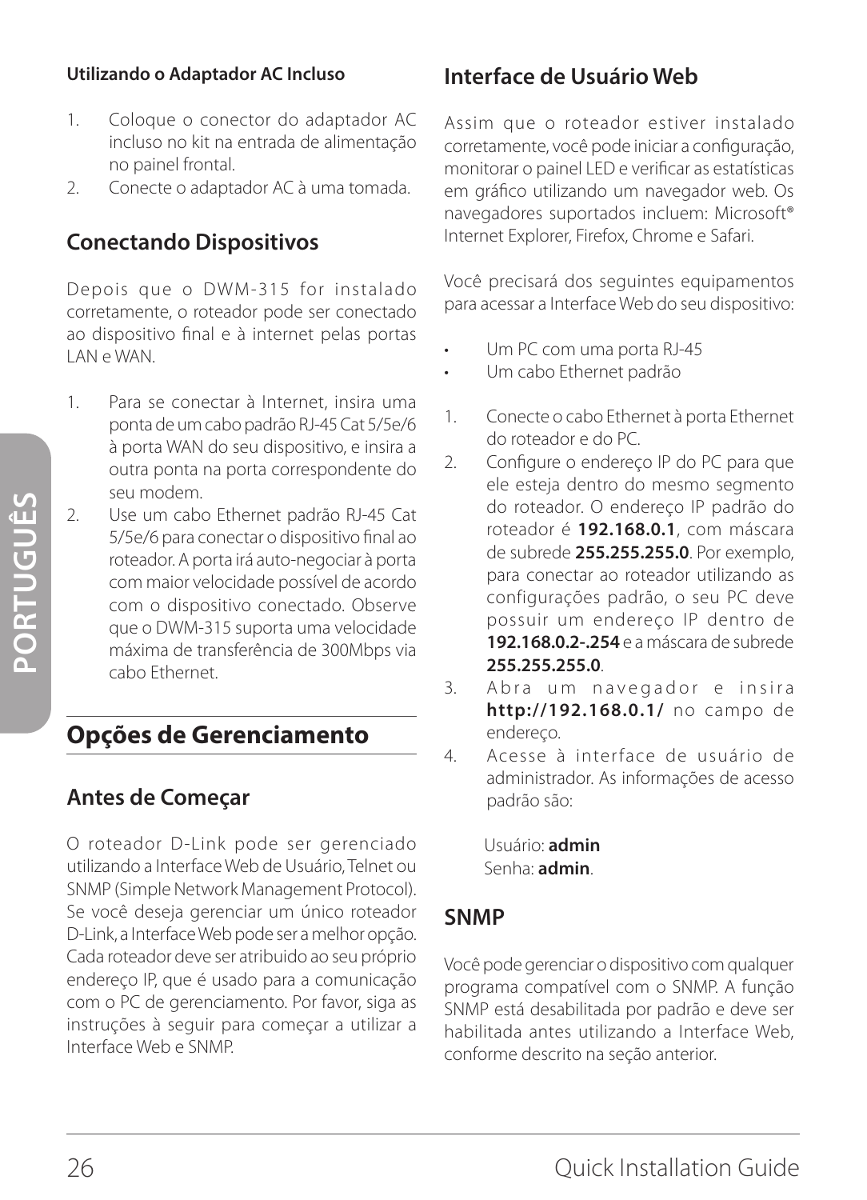#### Utilizando o Adaptador AC Incluso

1. Coloque o conector do adaptador AC incluso no kit na entrada de alimentação no painel frontal.
2. Conecte o adaptador AC à uma tomada.

### Conectando Dispositivos

Depois que o DWM-315 for instalado corretamente, o roteador pode ser conectado ao dispositivo final e à internet pelas portas LAN e WAN.

1. Para se conectar à Internet, insira uma ponta de um cabo padrão RJ-45 Cat 5/5e/6 à porta WAN do seu dispositivo, e insira a outra ponta na porta correspondente do seu modem.
2. Use um cabo Ethernet padrão RJ-45 Cat 5/5e/6 para conectar o dispositivo final ao roteador. A porta irá auto-negociar à porta com maior velocidade possível de acordo com o dispositivo conectado. Observe que o DWM-315 suporta uma velocidade máxima de transferência de 300Mbps via cabo Ethernet.

## Opções de Gerenciamento

### Antes de Começar

O roteador D-Link pode ser gerenciado utilizando a Interface Web de Usuário, Telnet ou SNMP (Simple Network Management Protocol). Se você deseja gerenciar um único roteador D-Link, a Interface Web pode ser a melhor opção. Cada roteador deve ser atribuido ao seu próprio endereço IP, que é usado para a comunicação com o PC de gerenciamento. Por favor, siga as instruções à seguir para começar a utilizar a Interface Web e SNMP.

### Interface de Usuário Web

Assim que o roteador estiver instalado corretamente, você pode iniciar a configuração, monitorar o painel LED e verificar as estatísticas em gráfico utilizando um navegador web. Os navegadores suportados incluem: Microsoft® Internet Explorer, Firefox, Chrome e Safari.

Você precisará dos seguintes equipamentos para acessar a Interface Web do seu dispositivo:

- Um PC com uma porta RJ-45
- Um cabo Ethernet padrão

1. Conecte o cabo Ethernet à porta Ethernet do roteador e do PC.
2. Configure o endereço IP do PC para que ele esteja dentro do mesmo segmento do roteador. O endereço IP padrão do roteador é **192.168.0.1**, com máscara de subrede **255.255.255.0**. Por exemplo, para conectar ao roteador utilizando as configurações padrão, o seu PC deve possuir um endereço IP dentro de **192.168.0.2-.254** e a máscara de subrede **255.255.255.0**.
3. Abra um navegador e insira **http://192.168.0.1/** no campo de endereço.
4. Acesse à interface de usuário de administrador. As informações de acesso padrão são:

   Usuário: **admin**
   Senha: **admin**.

### SNMP

Você pode gerenciar o dispositivo com qualquer programa compatível com o SNMP. A função SNMP está desabilitada por padrão e deve ser habilitada antes utilizando a Interface Web, conforme descrito na seção anterior.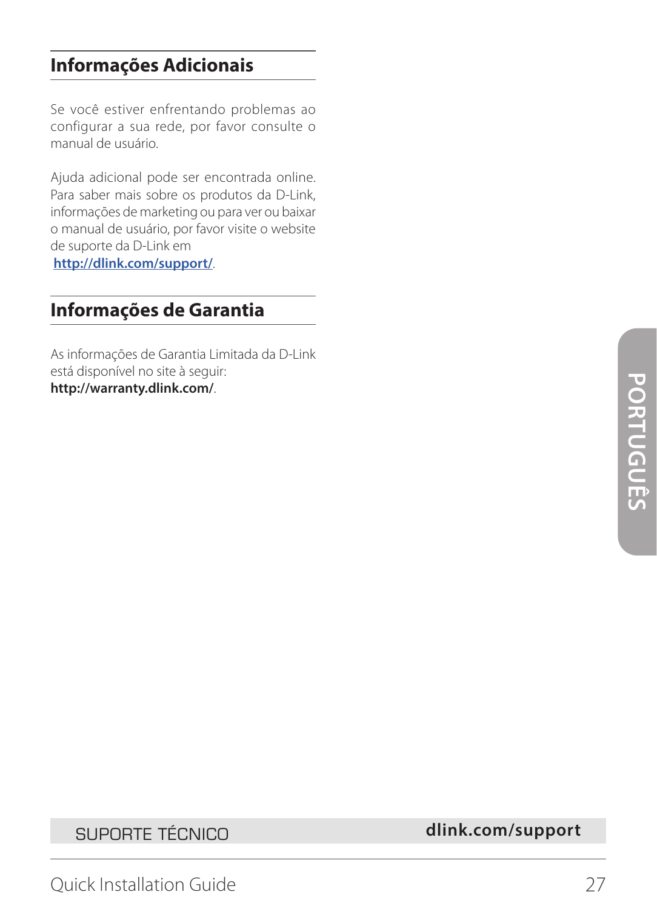## Informações Adicionais

Se você estiver enfrentando problemas ao configurar a sua rede, por favor consulte o manual de usuário.

Ajuda adicional pode ser encontrada online. Para saber mais sobre os produtos da D-Link, informações de marketing ou para ver ou baixar o manual de usuário, por favor visite o website de suporte da D-Link em
**http://dlink.com/support/**.

## Informações de Garantia

As informações de Garantia Limitada da D-Link está disponível no site à seguir:
**http://warranty.dlink.com/**.

SUPORTE TÉCNICO **dlink.com/support**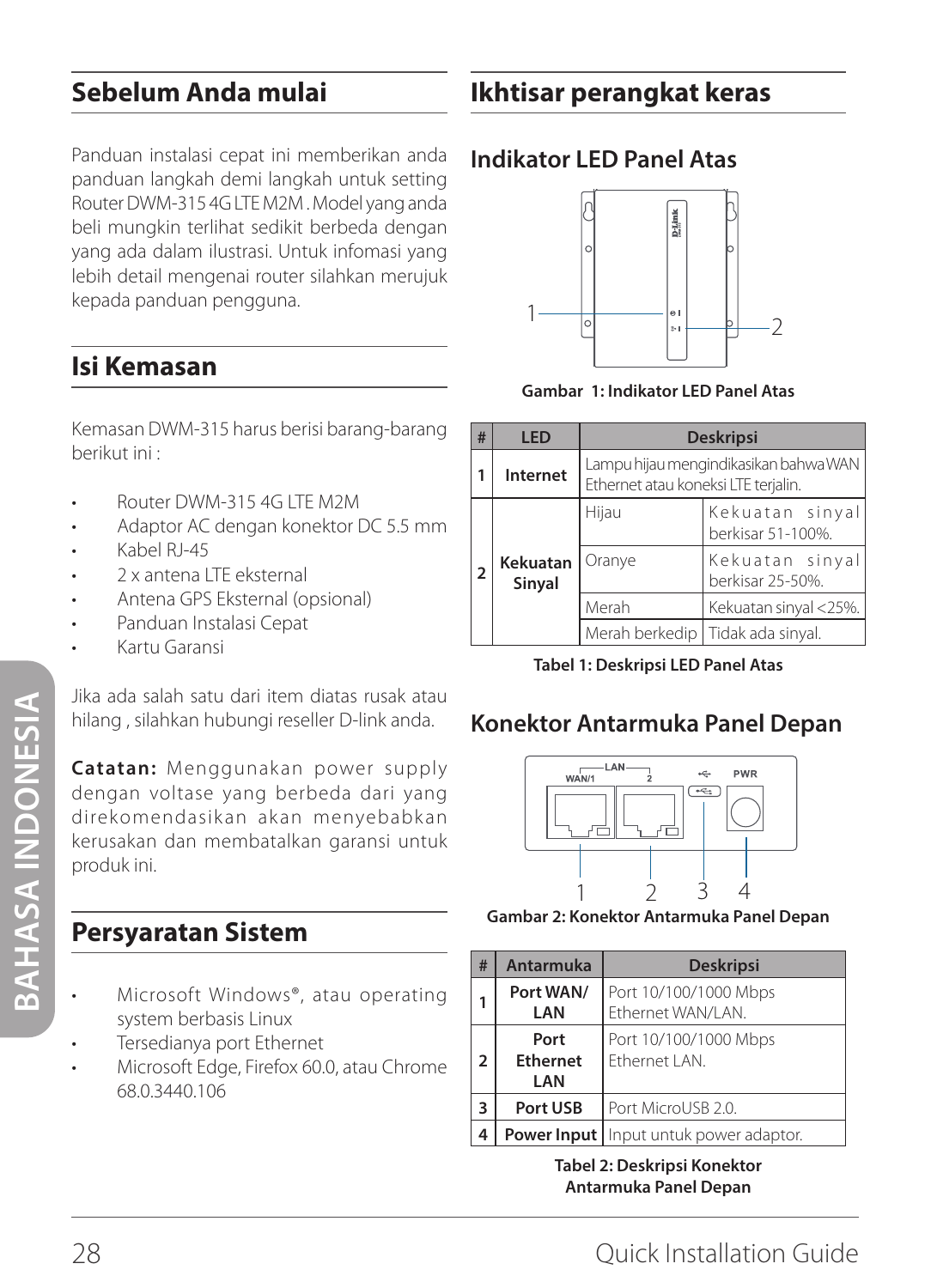## Sebelum Anda mulai

Panduan instalasi cepat ini memberikan anda panduan langkah demi langkah untuk setting Router DWM-315 4G LTE M2M . Model yang anda beli mungkin terlihat sedikit berbeda dengan yang ada dalam ilustrasi. Untuk infomasi yang lebih detail mengenai router silahkan merujuk kepada panduan pengguna.

## Isi Kemasan

Kemasan DWM-315 harus berisi barang-barang berikut ini :

- Router DWM-315 4G LTE M2M
- Adaptor AC dengan konektor DC 5.5 mm
- Kabel RJ-45
- 2 x antena LTE eksternal
- Antena GPS Eksternal (opsional)
- Panduan Instalasi Cepat
- Kartu Garansi

Jika ada salah satu dari item diatas rusak atau hilang , silahkan hubungi reseller D-link anda.

**Catatan:** Menggunakan power supply dengan voltase yang berbeda dari yang direkomendasikan akan menyebabkan kerusakan dan membatalkan garansi untuk produk ini.

## Persyaratan Sistem

- Microsoft Windows®, atau operating system berbasis Linux
- Tersedianya port Ethernet
- Microsoft Edge, Firefox 60.0, atau Chrome 68.0.3440.106

## Ikhtisar perangkat keras

### Indikator LED Panel Atas

**Gambar 1: Indikator LED Panel Atas**

| # | LED | Deskripsi | |
|---|---|---|---|
| 1 | **Internet** | Lampu hijau mengindikasikan bahwa WAN Ethernet atau koneksi LTE terjalin. | |
| 2 | **Kekuatan Sinyal** | Hijau | Kekuatan sinyal berkisar 51-100%. |
| | | Oranye | Kekuatan sinyal berkisar 25-50%. |
| | | Merah | Kekuatan sinyal <25%. |
| | | Merah berkedip | Tidak ada sinyal. |

**Tabel 1: Deskripsi LED Panel Atas**

### Konektor Antarmuka Panel Depan

**Gambar 2: Konektor Antarmuka Panel Depan**

| # | Antarmuka | Deskripsi |
|---|---|---|
| 1 | **Port WAN/ LAN** | Port 10/100/1000 Mbps Ethernet WAN/LAN. |
| 2 | **Port Ethernet LAN** | Port 10/100/1000 Mbps Ethernet LAN. |
| 3 | **Port USB** | Port MicroUSB 2.0. |
| 4 | **Power Input** | Input untuk power adaptor. |

**Tabel 2: Deskripsi Konektor Antarmuka Panel Depan**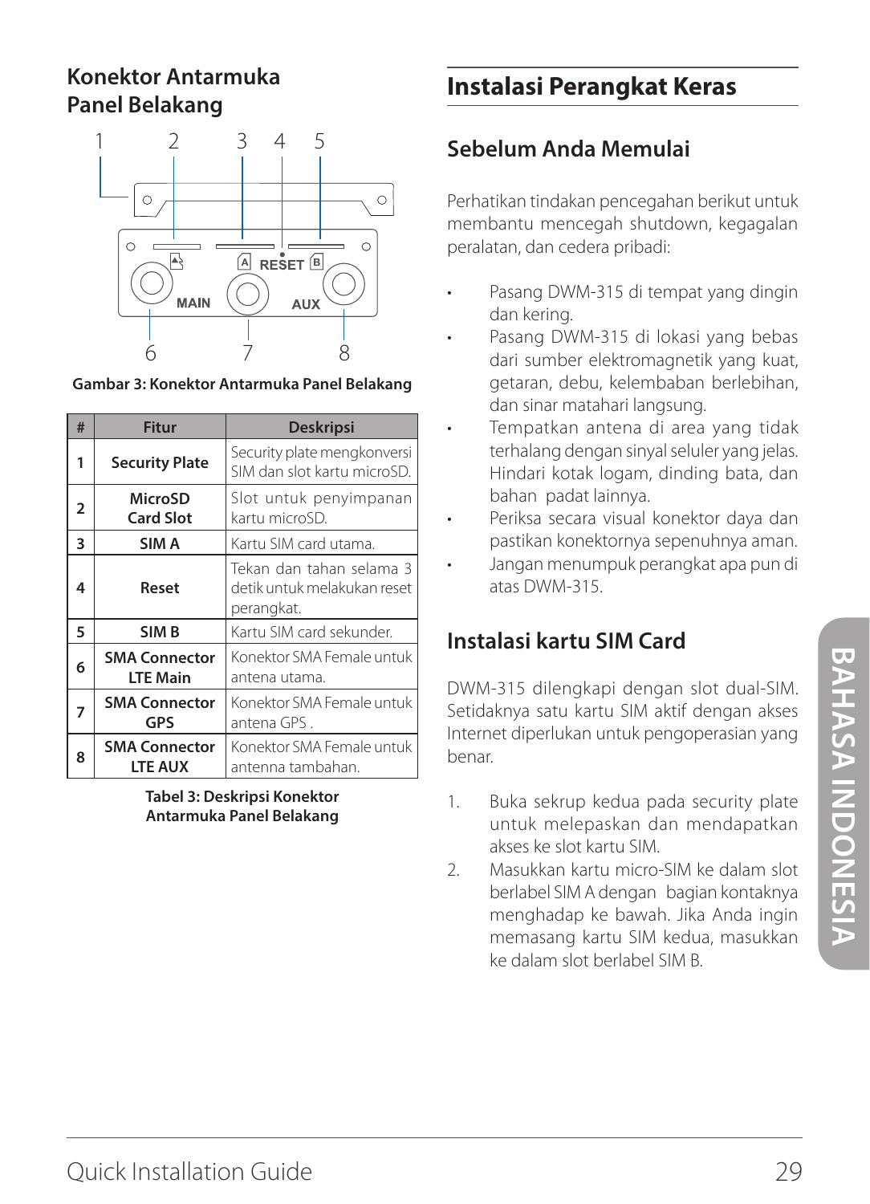## Konektor Antarmuka Panel Belakang

Gambar 3: Konektor Antarmuka Panel Belakang

| # | Fitur | Deskripsi |
|---|---|---|
| 1 | **Security Plate** | Security plate mengkonversi SIM dan slot kartu microSD. |
| 2 | **MicroSD Card Slot** | Slot untuk penyimpanan kartu microSD. |
| 3 | **SIM A** | Kartu SIM card utama. |
| 4 | **Reset** | Tekan dan tahan selama 3 detik untuk melakukan reset perangkat. |
| 5 | **SIM B** | Kartu SIM card sekunder. |
| 6 | **SMA Connector LTE Main** | Konektor SMA Female untuk antena utama. |
| 7 | **SMA Connector GPS** | Konektor SMA Female untuk antena GPS . |
| 8 | **SMA Connector LTE AUX** | Konektor SMA Female untuk antenna tambahan. |

**Tabel 3: Deskripsi Konektor Antarmuka Panel Belakang**

# Instalasi Perangkat Keras

## Sebelum Anda Memulai

Perhatikan tindakan pencegahan berikut untuk membantu mencegah shutdown, kegagalan peralatan, dan cedera pribadi:

- Pasang DWM-315 di tempat yang dingin dan kering.
- Pasang DWM-315 di lokasi yang bebas dari sumber elektromagnetik yang kuat, getaran, debu, kelembaban berlebihan, dan sinar matahari langsung.
- Tempatkan antena di area yang tidak terhalang dengan sinyal seluler yang jelas. Hindari kotak logam, dinding bata, dan bahan padat lainnya.
- Periksa secara visual konektor daya dan pastikan konektornya sepenuhnya aman.
- Jangan menumpuk perangkat apa pun di atas DWM-315.

## Instalasi kartu SIM Card

DWM-315 dilengkapi dengan slot dual-SIM. Setidaknya satu kartu SIM aktif dengan akses Internet diperlukan untuk pengoperasian yang benar.

1. Buka sekrup kedua pada security plate untuk melepaskan dan mendapatkan akses ke slot kartu SIM.
2. Masukkan kartu micro-SIM ke dalam slot berlabel SIM A dengan bagian kontaknya menghadap ke bawah. Jika Anda ingin memasang kartu SIM kedua, masukkan ke dalam slot berlabel SIM B.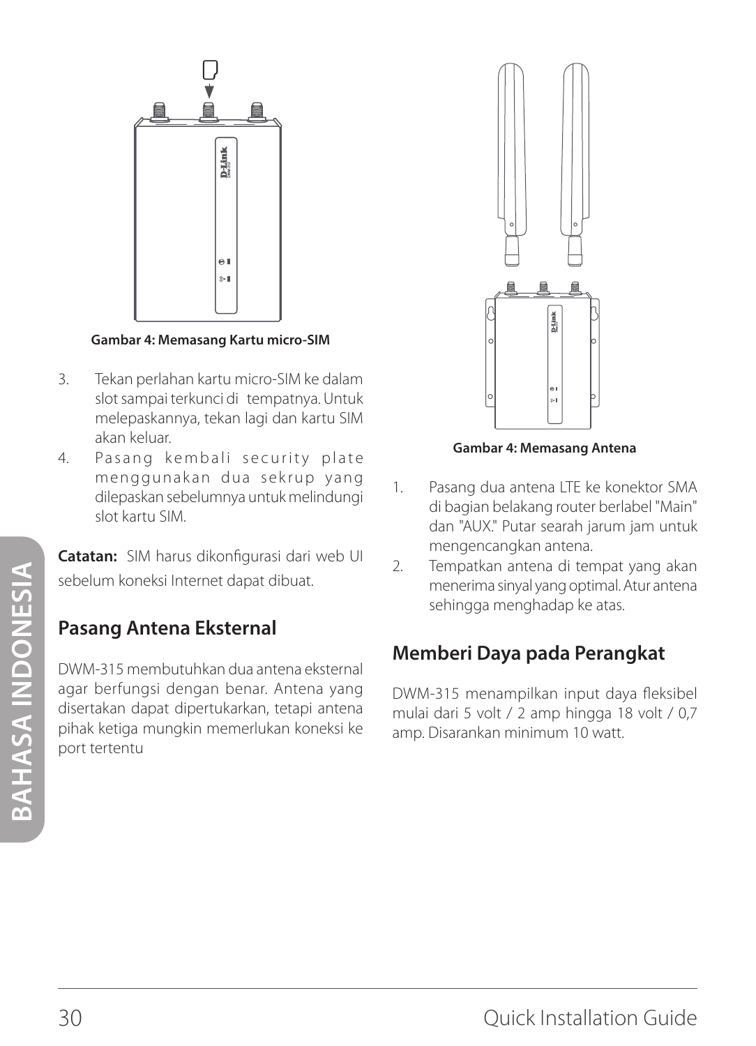Gambar 4: Memasang Kartu micro-SIM

3. Tekan perlahan kartu micro-SIM ke dalam slot sampai terkunci di tempatnya. Untuk melepaskannya, tekan lagi dan kartu SIM akan keluar.
4. Pasang kembali security plate menggunakan dua sekrup yang dilepaskan sebelumnya untuk melindungi slot kartu SIM.

**Catatan:** SIM harus dikonfigurasi dari web UI sebelum koneksi Internet dapat dibuat.

## Pasang Antena Eksternal

DWM-315 membutuhkan dua antena eksternal agar berfungsi dengan benar. Antena yang disertakan dapat dipertukarkan, tetapi antena pihak ketiga mungkin memerlukan koneksi ke port tertentu

Gambar 4: Memasang Antena

1. Pasang dua antena LTE ke konektor SMA di bagian belakang router berlabel "Main" dan "AUX." Putar searah jarum jam untuk mengencangkan antena.
2. Tempatkan antena di tempat yang akan menerima sinyal yang optimal. Atur antena sehingga menghadap ke atas.

## Memberi Daya pada Perangkat

DWM-315 menampilkan input daya fleksibel mulai dari 5 volt / 2 amp hingga 18 volt / 0,7 amp. Disarankan minimum 10 watt.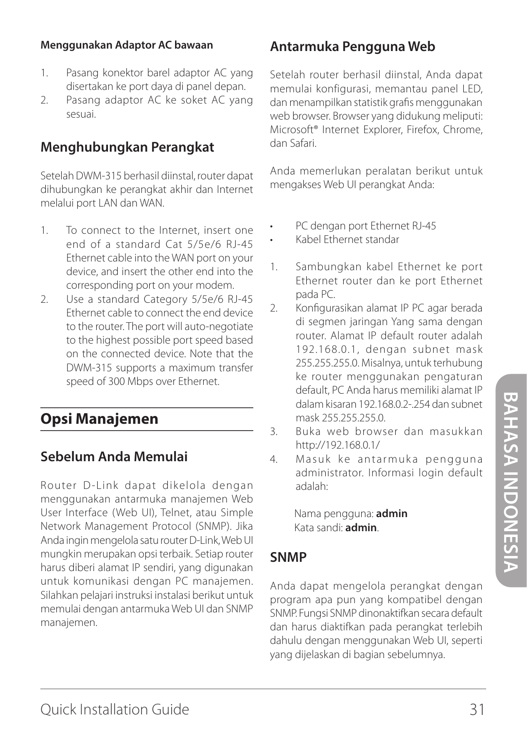**Menggunakan Adaptor AC bawaan**

1. Pasang konektor barel adaptor AC yang disertakan ke port daya di panel depan.
2. Pasang adaptor AC ke soket AC yang sesuai.

## Menghubungkan Perangkat

Setelah DWM-315 berhasil diinstal, router dapat dihubungkan ke perangkat akhir dan Internet melalui port LAN dan WAN.

1. To connect to the Internet, insert one end of a standard Cat 5/5e/6 RJ-45 Ethernet cable into the WAN port on your device, and insert the other end into the corresponding port on your modem.
2. Use a standard Category 5/5e/6 RJ-45 Ethernet cable to connect the end device to the router. The port will auto-negotiate to the highest possible port speed based on the connected device. Note that the DWM-315 supports a maximum transfer speed of 300 Mbps over Ethernet.

# Opsi Manajemen

## Sebelum Anda Memulai

Router D-Link dapat dikelola dengan menggunakan antarmuka manajemen Web User Interface (Web UI), Telnet, atau Simple Network Management Protocol (SNMP). Jika Anda ingin mengelola satu router D-Link, Web UI mungkin merupakan opsi terbaik. Setiap router harus diberi alamat IP sendiri, yang digunakan untuk komunikasi dengan PC manajemen. Silahkan pelajari instruksi instalasi berikut untuk memulai dengan antarmuka Web UI dan SNMP manajemen.

## Antarmuka Pengguna Web

Setelah router berhasil diinstal, Anda dapat memulai konfigurasi, memantau panel LED, dan menampilkan statistik grafis menggunakan web browser. Browser yang didukung meliputi: Microsoft® Internet Explorer, Firefox, Chrome, dan Safari.

Anda memerlukan peralatan berikut untuk mengakses Web UI perangkat Anda:

- PC dengan port Ethernet RJ-45
- Kabel Ethernet standar

1. Sambungkan kabel Ethernet ke port Ethernet router dan ke port Ethernet pada PC.
2. Konfigurasikan alamat IP PC agar berada di segmen jaringan Yang sama dengan router. Alamat IP default router adalah 192.168.0.1, dengan subnet mask 255.255.255.0. Misalnya, untuk terhubung ke router menggunakan pengaturan default, PC Anda harus memiliki alamat IP dalam kisaran 192.168.0.2-.254 dan subnet mask 255.255.255.0.
3. Buka web browser dan masukkan http://192.168.0.1/
4. Masuk ke antarmuka pengguna administrator. Informasi login default adalah:

   Nama pengguna: **admin**
   Kata sandi: **admin**.

## SNMP

Anda dapat mengelola perangkat dengan program apa pun yang kompatibel dengan SNMP. Fungsi SNMP dinonaktifkan secara default dan harus diaktifkan pada perangkat terlebih dahulu dengan menggunakan Web UI, seperti yang dijelaskan di bagian sebelumnya.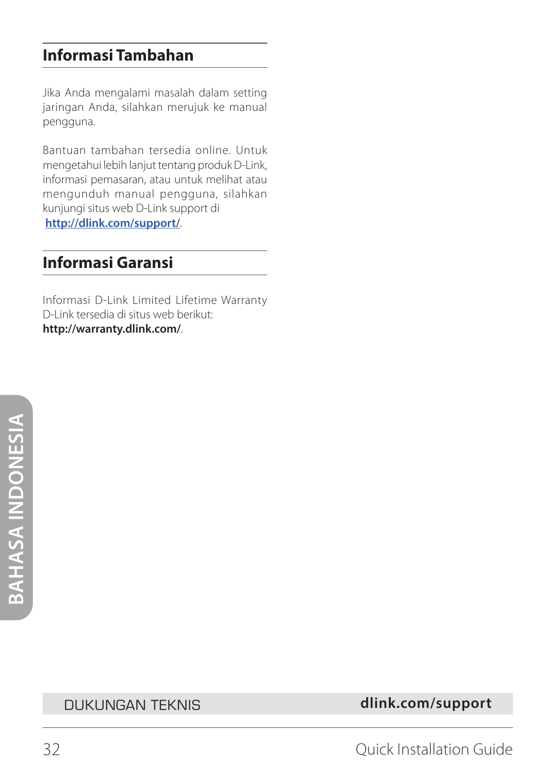## Informasi Tambahan

Jika Anda mengalami masalah dalam setting jaringan Anda, silahkan merujuk ke manual pengguna.

Bantuan tambahan tersedia online. Untuk mengetahui lebih lanjut tentang produk D-Link, informasi pemasaran, atau untuk melihat atau mengunduh manual pengguna, silahkan kunjungi situs web D-Link support di **http://dlink.com/support/**.

## Informasi Garansi

Informasi D-Link Limited Lifetime Warranty D-Link tersedia di situs web berikut: **http://warranty.dlink.com/**.

DUKUNGAN TEKNIS **dlink.com/support**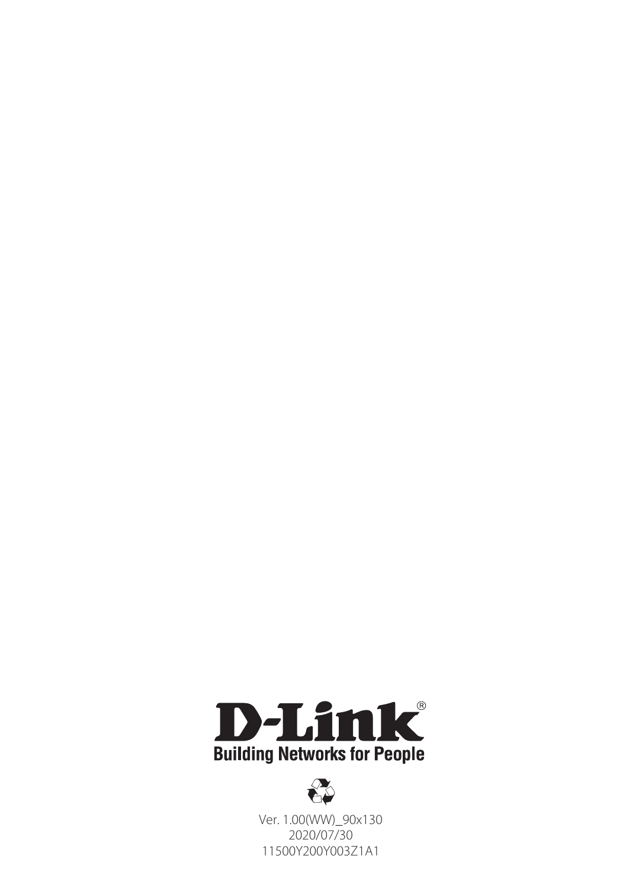D-Link®

Building Networks for People

Ver. 1.00(WW)_90x130
2020/07/30
11500Y200Y003Z1A1